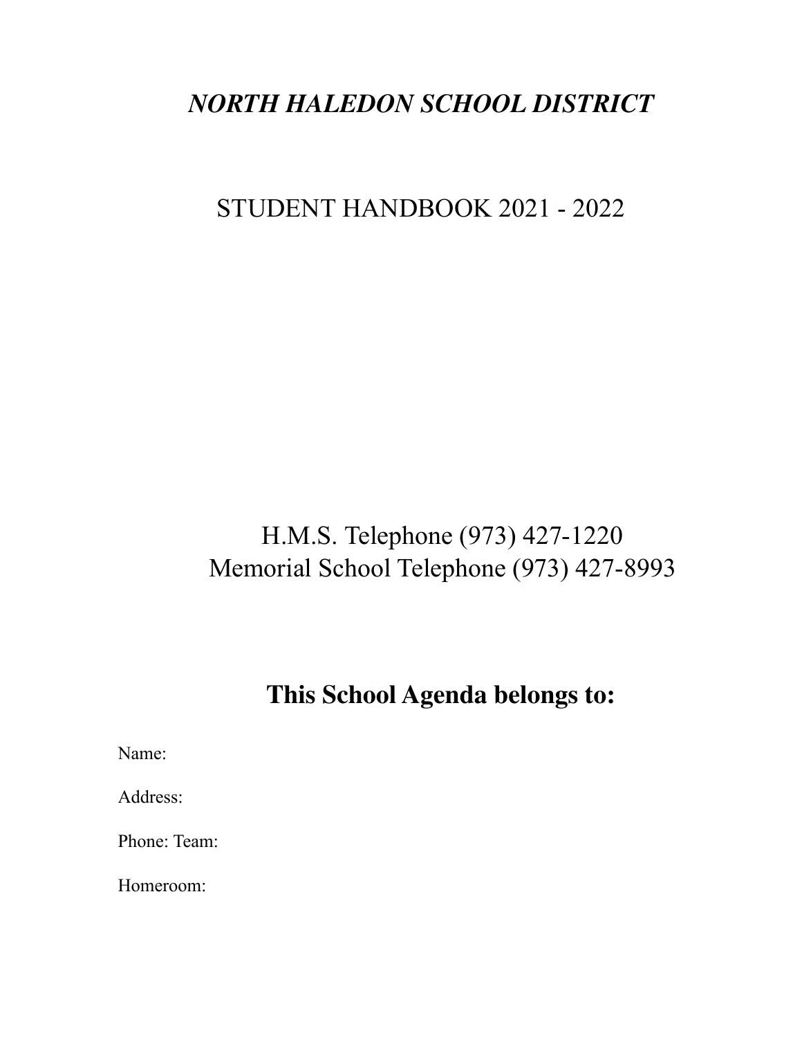# *NORTH HALEDON SCHOOL DISTRICT*

STUDENT HANDBOOK 2021 - 2022

H.M.S. Telephone (973) 427-1220
Memorial School Telephone (973) 427-8993

## This School Agenda belongs to:

Name:

Address:

Phone: Team:

Homeroom: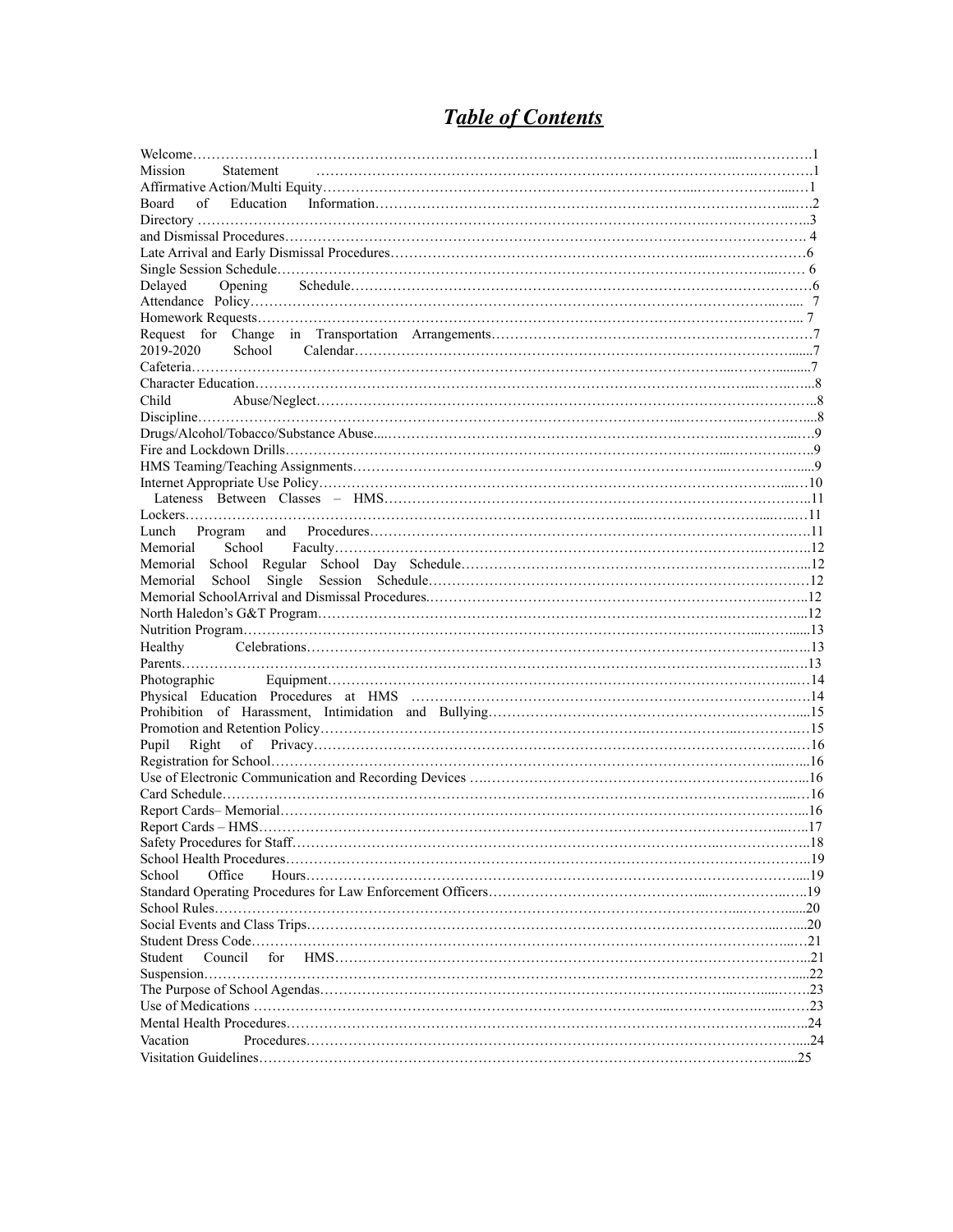# *Table of Contents*

Welcome....1
Mission Statement....1
Affirmative Action/Multi Equity....1
Board of Education Information....2
Directory....3
and Dismissal Procedures.... 4
Late Arrival and Early Dismissal Procedures....6
Single Session Schedule.... 6
Delayed Opening Schedule....6
Attendance Policy.... 7
Homework Requests.... 7
Request for Change in Transportation Arrangements....7
2019-2020 School Calendar....7
Cafeteria....7
Character Education....8
Child Abuse/Neglect....8
Discipline....8
Drugs/Alcohol/Tobacco/Substance Abuse....9
Fire and Lockdown Drills....9
HMS Teaming/Teaching Assignments....9
Internet Appropriate Use Policy....10
Lateness Between Classes – HMS....11
Lockers....11
Lunch Program and Procedures....11
Memorial School Faculty....12
Memorial School Regular School Day Schedule....12
Memorial School Single Session Schedule....12
Memorial SchoolArrival and Dismissal Procedures....12
North Haledon's G&T Program....12
Nutrition Program....13
Healthy Celebrations....13
Parents....13
Photographic Equipment....14
Physical Education Procedures at HMS....14
Prohibition of Harassment, Intimidation and Bullying....15
Promotion and Retention Policy....15
Pupil Right of Privacy....16
Registration for School....16
Use of Electronic Communication and Recording Devices....16
Card Schedule....16
Report Cards– Memorial....16
Report Cards – HMS....17
Safety Procedures for Staff....18
School Health Procedures....19
School Office Hours....19
Standard Operating Procedures for Law Enforcement Officers....19
School Rules....20
Social Events and Class Trips....20
Student Dress Code....21
Student Council for HMS....21
Suspension....22
The Purpose of School Agendas....23
Use of Medications....23
Mental Health Procedures....24
Vacation Procedures....24
Visitation Guidelines....25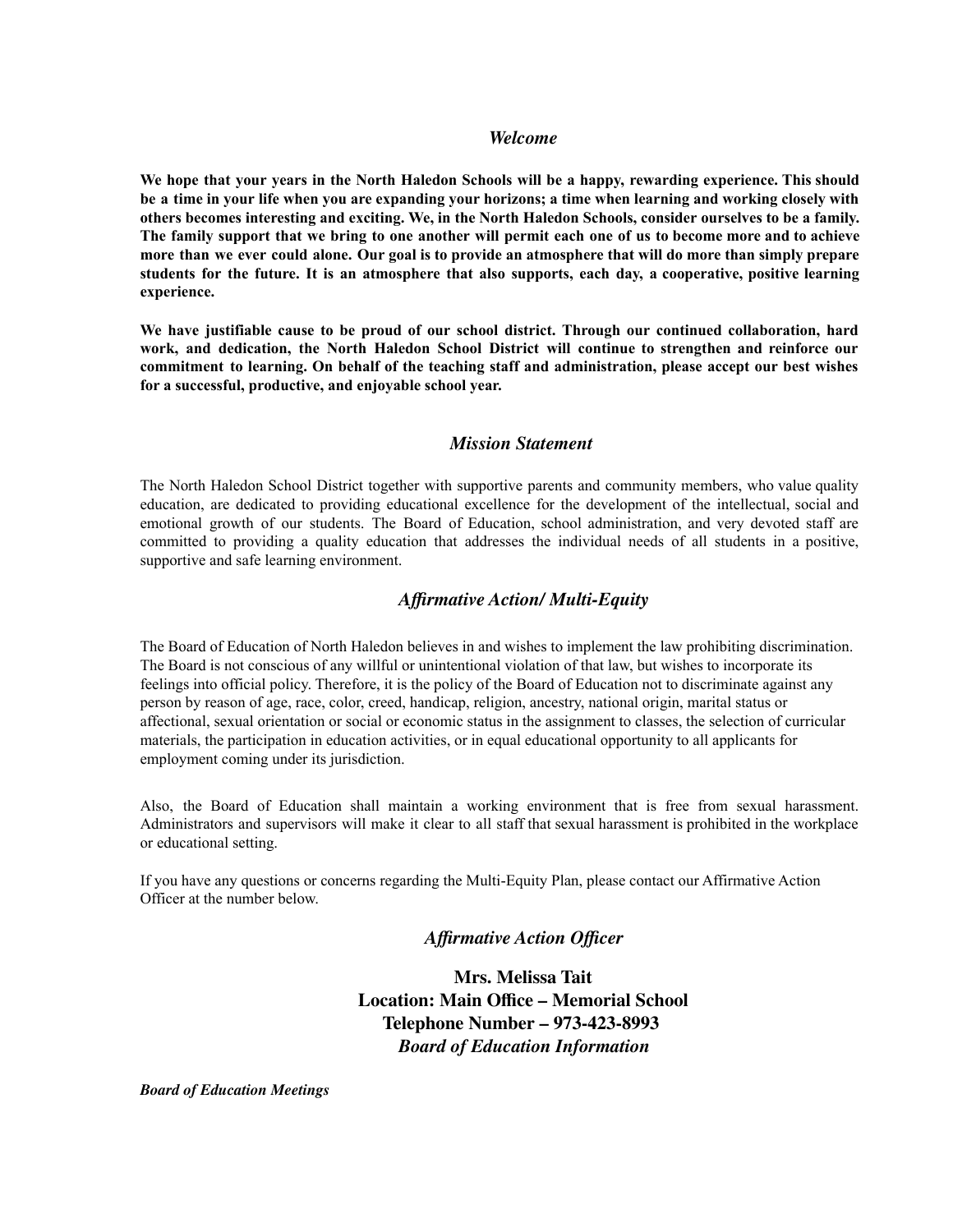## *Welcome*

**We hope that your years in the North Haledon Schools will be a happy, rewarding experience. This should be a time in your life when you are expanding your horizons; a time when learning and working closely with others becomes interesting and exciting. We, in the North Haledon Schools, consider ourselves to be a family. The family support that we bring to one another will permit each one of us to become more and to achieve more than we ever could alone. Our goal is to provide an atmosphere that will do more than simply prepare students for the future. It is an atmosphere that also supports, each day, a cooperative, positive learning experience.**

**We have justifiable cause to be proud of our school district. Through our continued collaboration, hard work, and dedication, the North Haledon School District will continue to strengthen and reinforce our commitment to learning. On behalf of the teaching staff and administration, please accept our best wishes for a successful, productive, and enjoyable school year.**

## *Mission Statement*

The North Haledon School District together with supportive parents and community members, who value quality education, are dedicated to providing educational excellence for the development of the intellectual, social and emotional growth of our students. The Board of Education, school administration, and very devoted staff are committed to providing a quality education that addresses the individual needs of all students in a positive, supportive and safe learning environment.

## *Affirmative Action/ Multi-Equity*

The Board of Education of North Haledon believes in and wishes to implement the law prohibiting discrimination. The Board is not conscious of any willful or unintentional violation of that law, but wishes to incorporate its feelings into official policy. Therefore, it is the policy of the Board of Education not to discriminate against any person by reason of age, race, color, creed, handicap, religion, ancestry, national origin, marital status or affectional, sexual orientation or social or economic status in the assignment to classes, the selection of curricular materials, the participation in education activities, or in equal educational opportunity to all applicants for employment coming under its jurisdiction.

Also, the Board of Education shall maintain a working environment that is free from sexual harassment. Administrators and supervisors will make it clear to all staff that sexual harassment is prohibited in the workplace or educational setting.

If you have any questions or concerns regarding the Multi-Equity Plan, please contact our Affirmative Action Officer at the number below.

### *Affirmative Action Officer*

**Mrs. Melissa Tait**
**Location: Main Office – Memorial School**
**Telephone Number – 973-423-8993**

## *Board of Education Information*

***Board of Education Meetings***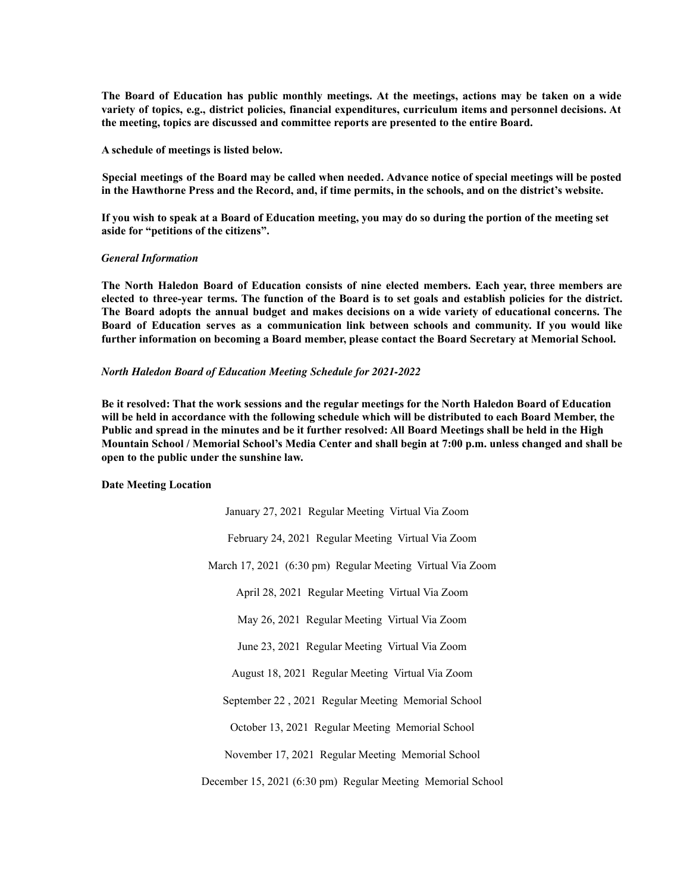**The Board of Education has public monthly meetings. At the meetings, actions may be taken on a wide variety of topics, e.g., district policies, financial expenditures, curriculum items and personnel decisions. At the meeting, topics are discussed and committee reports are presented to the entire Board.**

**A schedule of meetings is listed below.**

**Special meetings of the Board may be called when needed. Advance notice of special meetings will be posted in the Hawthorne Press and the Record, and, if time permits, in the schools, and on the district's website.**

**If you wish to speak at a Board of Education meeting, you may do so during the portion of the meeting set aside for "petitions of the citizens".**

***General Information***

**The North Haledon Board of Education consists of nine elected members. Each year, three members are elected to three-year terms. The function of the Board is to set goals and establish policies for the district. The Board adopts the annual budget and makes decisions on a wide variety of educational concerns. The Board of Education serves as a communication link between schools and community. If you would like further information on becoming a Board member, please contact the Board Secretary at Memorial School.**

***North Haledon Board of Education Meeting Schedule for 2021-2022***

**Be it resolved: That the work sessions and the regular meetings for the North Haledon Board of Education will be held in accordance with the following schedule which will be distributed to each Board Member, the Public and spread in the minutes and be it further resolved: All Board Meetings shall be held in the High Mountain School / Memorial School's Media Center and shall begin at 7:00 p.m. unless changed and shall be open to the public under the sunshine law.**

| **Date** | **Meeting** | **Location** |
|---|---|---|
| January 27, 2021 | Regular Meeting | Virtual Via Zoom |
| February 24, 2021 | Regular Meeting | Virtual Via Zoom |
| March 17, 2021 (6:30 pm) | Regular Meeting | Virtual Via Zoom |
| April 28, 2021 | Regular Meeting | Virtual Via Zoom |
| May 26, 2021 | Regular Meeting | Virtual Via Zoom |
| June 23, 2021 | Regular Meeting | Virtual Via Zoom |
| August 18, 2021 | Regular Meeting | Virtual Via Zoom |
| September 22 , 2021 | Regular Meeting | Memorial School |
| October 13, 2021 | Regular Meeting | Memorial School |
| November 17, 2021 | Regular Meeting | Memorial School |
| December 15, 2021 (6:30 pm) | Regular Meeting | Memorial School |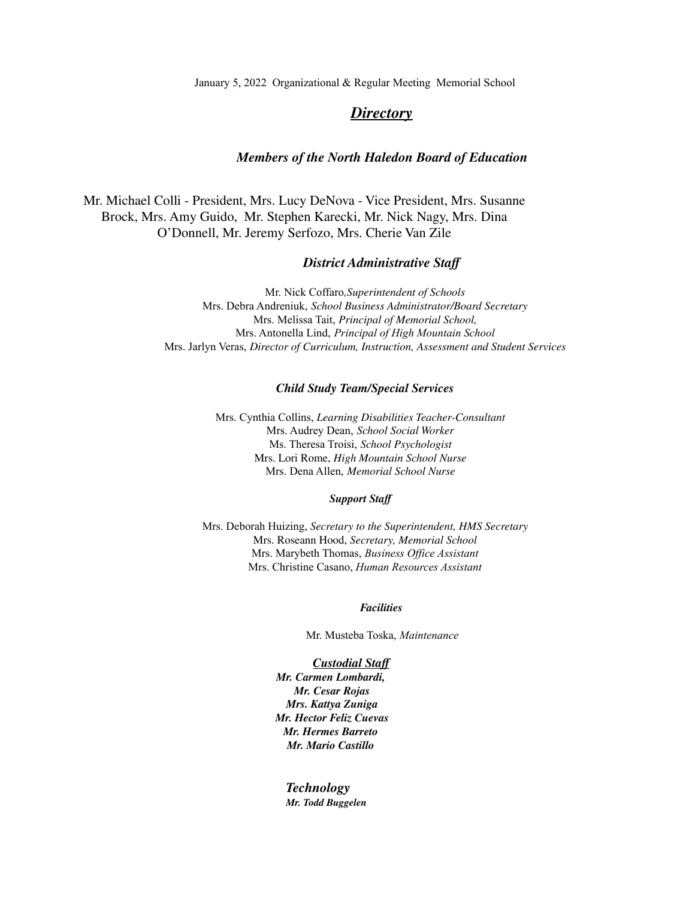January 5, 2022 Organizational & Regular Meeting Memorial School

# ***Directory***

### *Members of the North Haledon Board of Education*

Mr. Michael Colli - President, Mrs. Lucy DeNova - Vice President, Mrs. Susanne Brock, Mrs. Amy Guido, Mr. Stephen Karecki, Mr. Nick Nagy, Mrs. Dina O'Donnell, Mr. Jeremy Serfozo, Mrs. Cherie Van Zile

### *District Administrative Staff*

Mr. Nick Coffaro, *Superintendent of Schools*
Mrs. Debra Andreniuk, *School Business Administrator/Board Secretary*
Mrs. Melissa Tait, *Principal of Memorial School,*
Mrs. Antonella Lind, *Principal of High Mountain School*
Mrs. Jarlyn Veras, *Director of Curriculum, Instruction, Assessment and Student Services*

### *Child Study Team/Special Services*

Mrs. Cynthia Collins, *Learning Disabilities Teacher-Consultant*
Mrs. Audrey Dean, *School Social Worker*
Ms. Theresa Troisi, *School Psychologist*
Mrs. Lori Rome, *High Mountain School Nurse*
Mrs. Dena Allen, *Memorial School Nurse*

### *Support Staff*

Mrs. Deborah Huizing, *Secretary to the Superintendent, HMS Secretary*
Mrs. Roseann Hood, *Secretary, Memorial School*
Mrs. Marybeth Thomas, *Business Office Assistant*
Mrs. Christine Casano, *Human Resources Assistant*

### *Facilities*

Mr. Musteba Toska, *Maintenance*

### ***Custodial Staff***

***Mr. Carmen Lombardi,***
***Mr. Cesar Rojas***
***Mrs. Kattya Zuniga***
***Mr. Hector Feliz Cuevas***
***Mr. Hermes Barreto***
***Mr. Mario Castillo***

### *Technology*

***Mr. Todd Buggelen***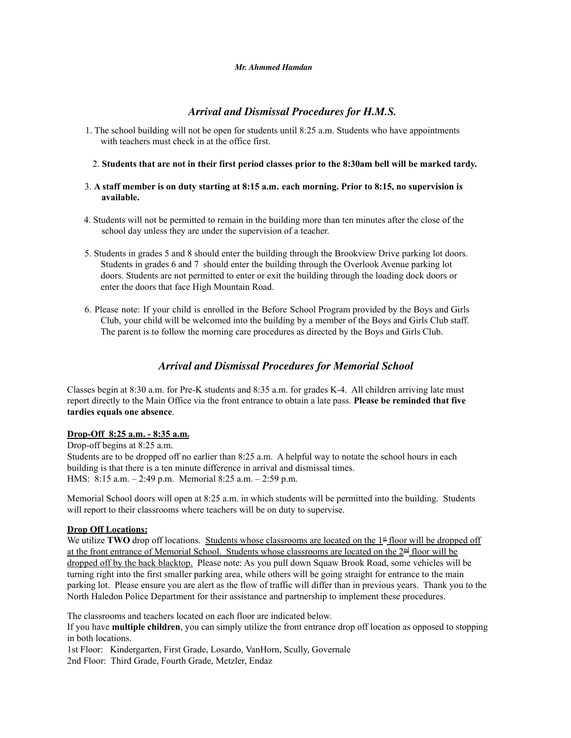***Mr. Ahmmed Hamdan***

## *Arrival and Dismissal Procedures for H.M.S.*

1. The school building will not be open for students until 8:25 a.m. Students who have appointments with teachers must check in at the office first.
2. **Students that are not in their first period classes prior to the 8:30am bell will be marked tardy.**
3. **A staff member is on duty starting at 8:15 a.m. each morning. Prior to 8:15, no supervision is available.**
4. Students will not be permitted to remain in the building more than ten minutes after the close of the school day unless they are under the supervision of a teacher.
5. Students in grades 5 and 8 should enter the building through the Brookview Drive parking lot doors. Students in grades 6 and 7 should enter the building through the Overlook Avenue parking lot doors. Students are not permitted to enter or exit the building through the loading dock doors or enter the doors that face High Mountain Road.
6. Please note: If your child is enrolled in the Before School Program provided by the Boys and Girls Club, your child will be welcomed into the building by a member of the Boys and Girls Club staff. The parent is to follow the morning care procedures as directed by the Boys and Girls Club.

## *Arrival and Dismissal Procedures for Memorial School*

Classes begin at 8:30 a.m. for Pre-K students and 8:35 a.m. for grades K-4. All children arriving late must report directly to the Main Office via the front entrance to obtain a late pass. **Please be reminded that five tardies equals one absence**.

**Drop-Off 8:25 a.m. - 8:35 a.m.**

Drop-off begins at 8:25 a.m.
Students are to be dropped off no earlier than 8:25 a.m. A helpful way to notate the school hours in each building is that there is a ten minute difference in arrival and dismissal times.
HMS: 8:15 a.m. – 2:49 p.m. Memorial 8:25 a.m. – 2:59 p.m.

Memorial School doors will open at 8:25 a.m. in which students will be permitted into the building. Students will report to their classrooms where teachers will be on duty to supervise.

**Drop Off Locations:**

We utilize **TWO** drop off locations. Students whose classrooms are located on the 1st floor will be dropped off at the front entrance of Memorial School. Students whose classrooms are located on the 2nd floor will be dropped off by the back blacktop. Please note: As you pull down Squaw Brook Road, some vehicles will be turning right into the first smaller parking area, while others will be going straight for entrance to the main parking lot. Please ensure you are alert as the flow of traffic will differ than in previous years. Thank you to the North Haledon Police Department for their assistance and partnership to implement these procedures.

The classrooms and teachers located on each floor are indicated below.
If you have **multiple children**, you can simply utilize the front entrance drop off location as opposed to stopping in both locations.
1st Floor: Kindergarten, First Grade, Losardo, VanHorn, Scully, Governale
2nd Floor: Third Grade, Fourth Grade, Metzler, Endaz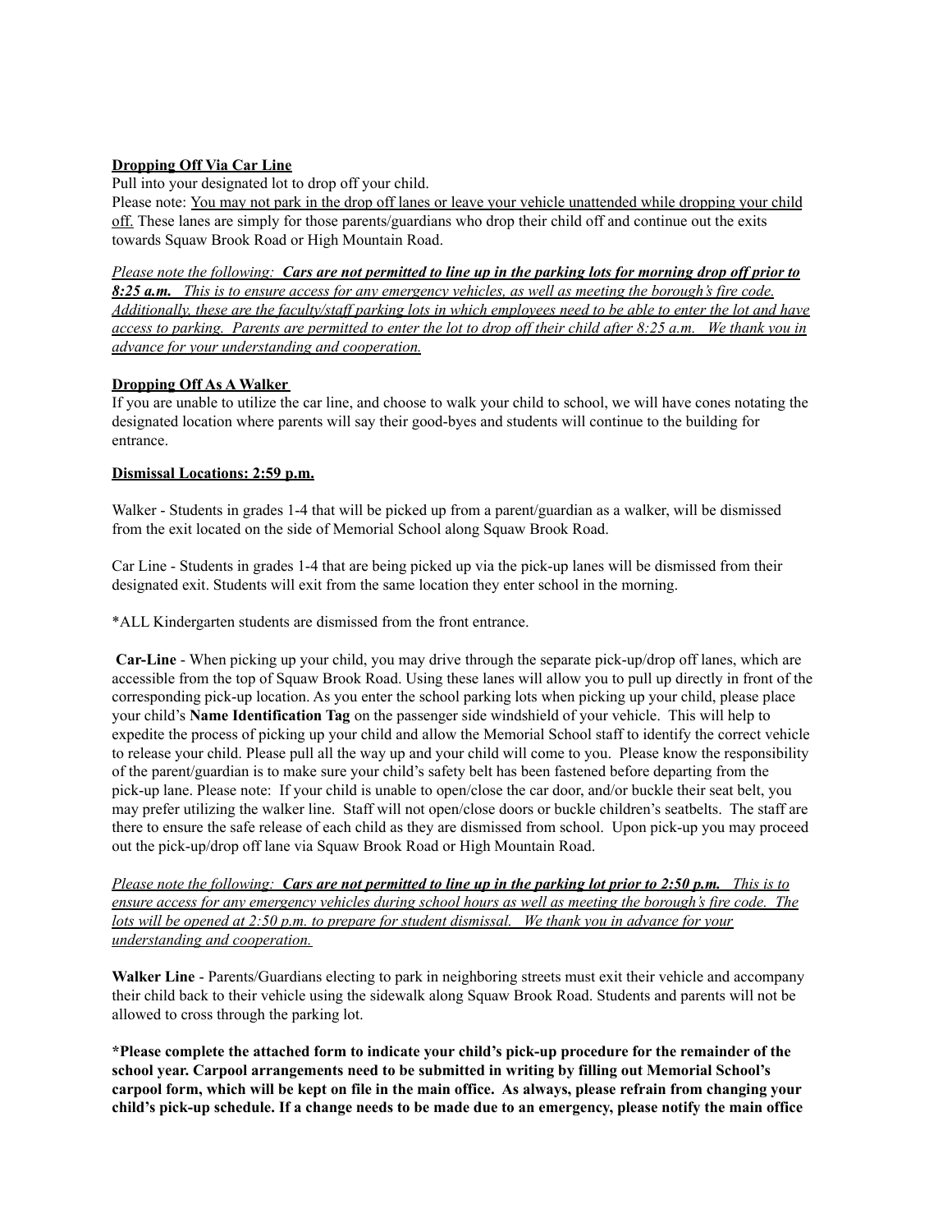**Dropping Off Via Car Line**

Pull into your designated lot to drop off your child.

Please note: You may not park in the drop off lanes or leave your vehicle unattended while dropping your child off. These lanes are simply for those parents/guardians who drop their child off and continue out the exits towards Squaw Brook Road or High Mountain Road.

*Please note the following:* ***Cars are not permitted to line up in the parking lots for morning drop off prior to 8:25 a.m.*** *This is to ensure access for any emergency vehicles, as well as meeting the borough's fire code. Additionally, these are the faculty/staff parking lots in which employees need to be able to enter the lot and have access to parking. Parents are permitted to enter the lot to drop off their child after 8:25 a.m. We thank you in advance for your understanding and cooperation.*

**Dropping Off As A Walker**

If you are unable to utilize the car line, and choose to walk your child to school, we will have cones notating the designated location where parents will say their good-byes and students will continue to the building for entrance.

**Dismissal Locations: 2:59 p.m.**

Walker - Students in grades 1-4 that will be picked up from a parent/guardian as a walker, will be dismissed from the exit located on the side of Memorial School along Squaw Brook Road.

Car Line - Students in grades 1-4 that are being picked up via the pick-up lanes will be dismissed from their designated exit. Students will exit from the same location they enter school in the morning.

*ALL Kindergarten students are dismissed from the front entrance.

**Car-Line** - When picking up your child, you may drive through the separate pick-up/drop off lanes, which are accessible from the top of Squaw Brook Road. Using these lanes will allow you to pull up directly in front of the corresponding pick-up location. As you enter the school parking lots when picking up your child, please place your child's **Name Identification Tag** on the passenger side windshield of your vehicle. This will help to expedite the process of picking up your child and allow the Memorial School staff to identify the correct vehicle to release your child. Please pull all the way up and your child will come to you. Please know the responsibility of the parent/guardian is to make sure your child's safety belt has been fastened before departing from the pick-up lane. Please note: If your child is unable to open/close the car door, and/or buckle their seat belt, you may prefer utilizing the walker line. Staff will not open/close doors or buckle children's seatbelts. The staff are there to ensure the safe release of each child as they are dismissed from school. Upon pick-up you may proceed out the pick-up/drop off lane via Squaw Brook Road or High Mountain Road.

*Please note the following:* ***Cars are not permitted to line up in the parking lot prior to 2:50 p.m.*** *This is to ensure access for any emergency vehicles during school hours as well as meeting the borough's fire code. The lots will be opened at 2:50 p.m. to prepare for student dismissal. We thank you in advance for your understanding and cooperation.*

**Walker Line** - Parents/Guardians electing to park in neighboring streets must exit their vehicle and accompany their child back to their vehicle using the sidewalk along Squaw Brook Road. Students and parents will not be allowed to cross through the parking lot.

**\*Please complete the attached form to indicate your child's pick-up procedure for the remainder of the school year. Carpool arrangements need to be submitted in writing by filling out Memorial School's carpool form, which will be kept on file in the main office. As always, please refrain from changing your child's pick-up schedule. If a change needs to be made due to an emergency, please notify the main office**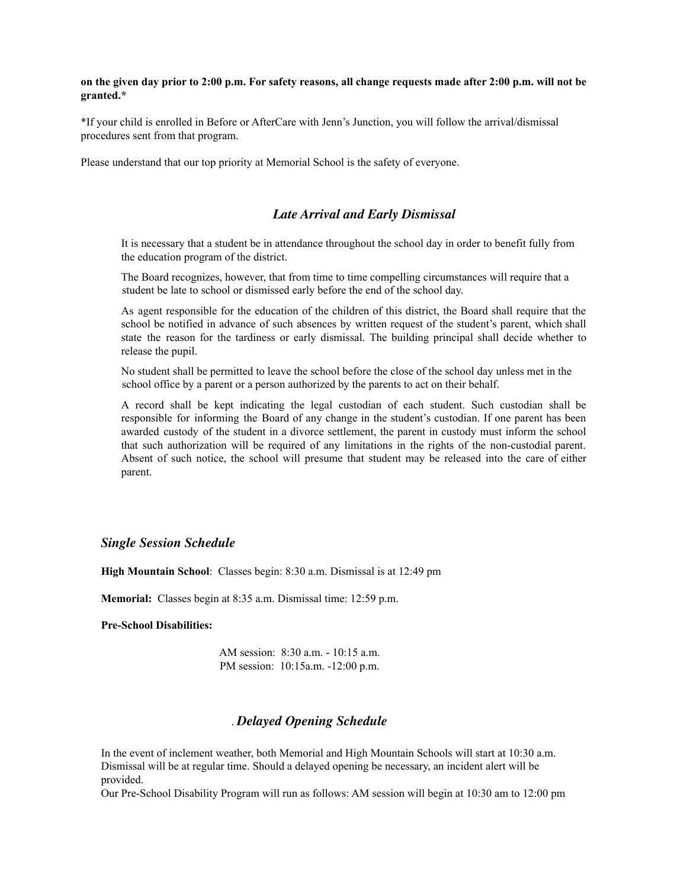**on the given day prior to 2:00 p.m. For safety reasons, all change requests made after 2:00 p.m. will not be granted.***

*If your child is enrolled in Before or AfterCare with Jenn's Junction, you will follow the arrival/dismissal procedures sent from that program.

Please understand that our top priority at Memorial School is the safety of everyone.

### *Late Arrival and Early Dismissal*

It is necessary that a student be in attendance throughout the school day in order to benefit fully from the education program of the district.

The Board recognizes, however, that from time to time compelling circumstances will require that a student be late to school or dismissed early before the end of the school day.

As agent responsible for the education of the children of this district, the Board shall require that the school be notified in advance of such absences by written request of the student's parent, which shall state the reason for the tardiness or early dismissal. The building principal shall decide whether to release the pupil.

No student shall be permitted to leave the school before the close of the school day unless met in the school office by a parent or a person authorized by the parents to act on their behalf.

A record shall be kept indicating the legal custodian of each student. Such custodian shall be responsible for informing the Board of any change in the student's custodian. If one parent has been awarded custody of the student in a divorce settlement, the parent in custody must inform the school that such authorization will be required of any limitations in the rights of the non-custodial parent. Absent of such notice, the school will presume that student may be released into the care of either parent.

### *Single Session Schedule*

**High Mountain School**: Classes begin: 8:30 a.m. Dismissal is at 12:49 pm

**Memorial:** Classes begin at 8:35 a.m. Dismissal time: 12:59 p.m.

**Pre-School Disabilities:**

AM session: 8:30 a.m. - 10:15 a.m.
PM session: 10:15a.m. -12:00 p.m.

### *Delayed Opening Schedule*

In the event of inclement weather, both Memorial and High Mountain Schools will start at 10:30 a.m. Dismissal will be at regular time. Should a delayed opening be necessary, an incident alert will be provided.
Our Pre-School Disability Program will run as follows: AM session will begin at 10:30 am to 12:00 pm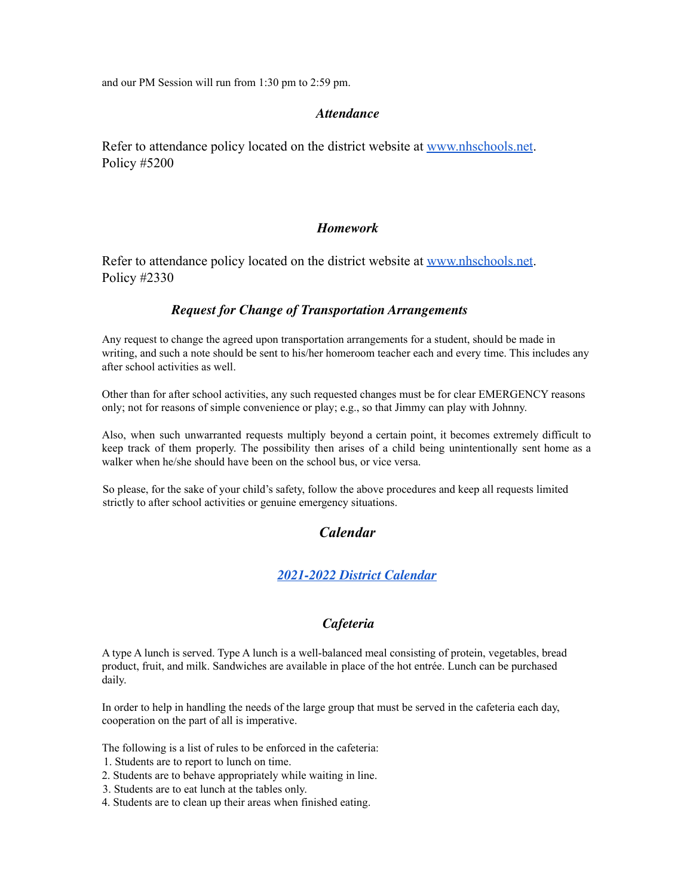and our PM Session will run from 1:30 pm to 2:59 pm.

### *Attendance*

Refer to attendance policy located on the district website at [www.nhschools.net](http://www.nhschools.net). Policy #5200

### *Homework*

Refer to attendance policy located on the district website at [www.nhschools.net](http://www.nhschools.net). Policy #2330

### *Request for Change of Transportation Arrangements*

Any request to change the agreed upon transportation arrangements for a student, should be made in writing, and such a note should be sent to his/her homeroom teacher each and every time. This includes any after school activities as well.

Other than for after school activities, any such requested changes must be for clear EMERGENCY reasons only; not for reasons of simple convenience or play; e.g., so that Jimmy can play with Johnny.

Also, when such unwarranted requests multiply beyond a certain point, it becomes extremely difficult to keep track of them properly. The possibility then arises of a child being unintentionally sent home as a walker when he/she should have been on the school bus, or vice versa.

So please, for the sake of your child's safety, follow the above procedures and keep all requests limited strictly to after school activities or genuine emergency situations.

## *Calendar*

### *2021-2022 District Calendar*

## *Cafeteria*

A type A lunch is served. Type A lunch is a well-balanced meal consisting of protein, vegetables, bread product, fruit, and milk. Sandwiches are available in place of the hot entrée. Lunch can be purchased daily.

In order to help in handling the needs of the large group that must be served in the cafeteria each day, cooperation on the part of all is imperative.

The following is a list of rules to be enforced in the cafeteria:

1. Students are to report to lunch on time.
2. Students are to behave appropriately while waiting in line.
3. Students are to eat lunch at the tables only.
4. Students are to clean up their areas when finished eating.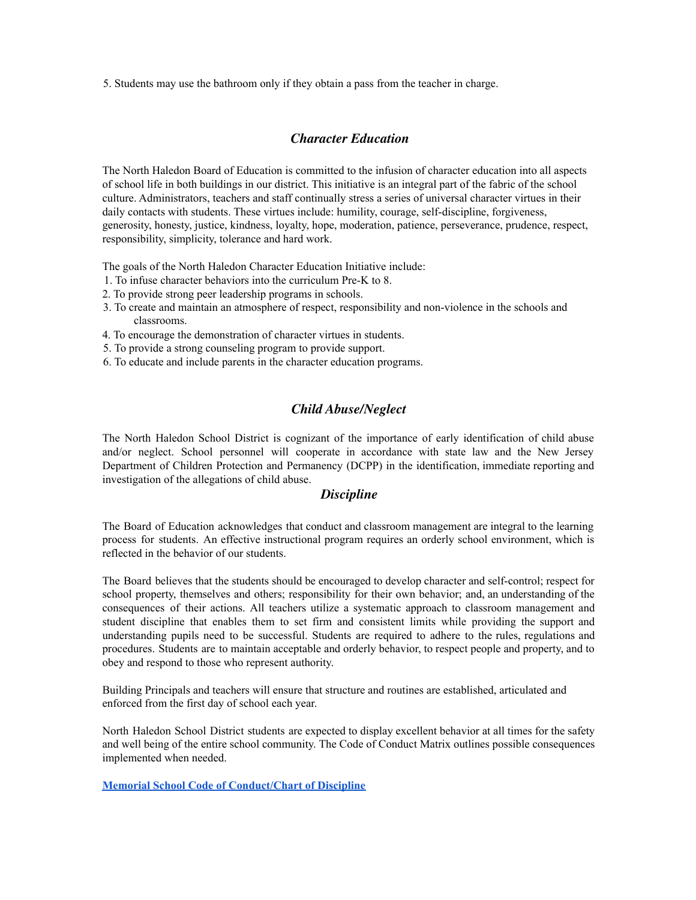5. Students may use the bathroom only if they obtain a pass from the teacher in charge.

## *Character Education*

The North Haledon Board of Education is committed to the infusion of character education into all aspects of school life in both buildings in our district. This initiative is an integral part of the fabric of the school culture. Administrators, teachers and staff continually stress a series of universal character virtues in their daily contacts with students. These virtues include: humility, courage, self-discipline, forgiveness, generosity, honesty, justice, kindness, loyalty, hope, moderation, patience, perseverance, prudence, respect, responsibility, simplicity, tolerance and hard work.

The goals of the North Haledon Character Education Initiative include:

1. To infuse character behaviors into the curriculum Pre-K to 8.
2. To provide strong peer leadership programs in schools.
3. To create and maintain an atmosphere of respect, responsibility and non-violence in the schools and classrooms.
4. To encourage the demonstration of character virtues in students.
5. To provide a strong counseling program to provide support.
6. To educate and include parents in the character education programs.

## *Child Abuse/Neglect*

The North Haledon School District is cognizant of the importance of early identification of child abuse and/or neglect. School personnel will cooperate in accordance with state law and the New Jersey Department of Children Protection and Permanency (DCPP) in the identification, immediate reporting and investigation of the allegations of child abuse.

## *Discipline*

The Board of Education acknowledges that conduct and classroom management are integral to the learning process for students. An effective instructional program requires an orderly school environment, which is reflected in the behavior of our students.

The Board believes that the students should be encouraged to develop character and self-control; respect for school property, themselves and others; responsibility for their own behavior; and, an understanding of the consequences of their actions. All teachers utilize a systematic approach to classroom management and student discipline that enables them to set firm and consistent limits while providing the support and understanding pupils need to be successful. Students are required to adhere to the rules, regulations and procedures. Students are to maintain acceptable and orderly behavior, to respect people and property, and to obey and respond to those who represent authority.

Building Principals and teachers will ensure that structure and routines are established, articulated and enforced from the first day of school each year.

North Haledon School District students are expected to display excellent behavior at all times for the safety and well being of the entire school community. The Code of Conduct Matrix outlines possible consequences implemented when needed.

**Memorial School Code of Conduct/Chart of Discipline**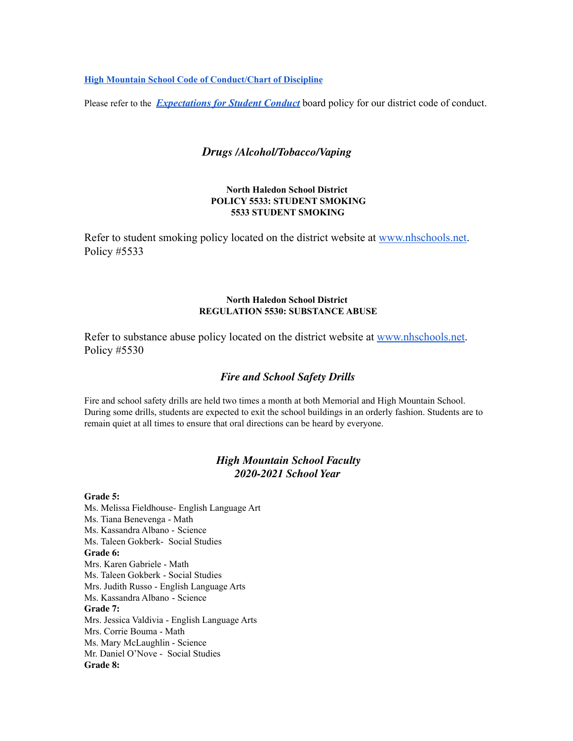**[High Mountain School Code of Conduct/Chart of Discipline]()**

Please refer to the ***[Expectations for Student Conduct]()*** board policy for our district code of conduct.

## *Drugs /Alcohol/Tobacco/Vaping*

**North Haledon School District**
**POLICY 5533: STUDENT SMOKING**
**5533 STUDENT SMOKING**

Refer to student smoking policy located on the district website at [www.nhschools.net](http://www.nhschools.net). Policy #5533

**North Haledon School District**
**REGULATION 5530: SUBSTANCE ABUSE**

Refer to substance abuse policy located on the district website at [www.nhschools.net](http://www.nhschools.net). Policy #5530

## *Fire and School Safety Drills*

Fire and school safety drills are held two times a month at both Memorial and High Mountain School. During some drills, students are expected to exit the school buildings in an orderly fashion. Students are to remain quiet at all times to ensure that oral directions can be heard by everyone.

## *High Mountain School Faculty 2020-2021 School Year*

**Grade 5:**
Ms. Melissa Fieldhouse- English Language Art
Ms. Tiana Benevenga - Math
Ms. Kassandra Albano - Science
Ms. Taleen Gokberk- Social Studies
**Grade 6:**
Mrs. Karen Gabriele - Math
Ms. Taleen Gokberk - Social Studies
Mrs. Judith Russo - English Language Arts
Ms. Kassandra Albano - Science
**Grade 7:**
Mrs. Jessica Valdivia - English Language Arts
Mrs. Corrie Bouma - Math
Ms. Mary McLaughlin - Science
Mr. Daniel O'Nove - Social Studies
**Grade 8:**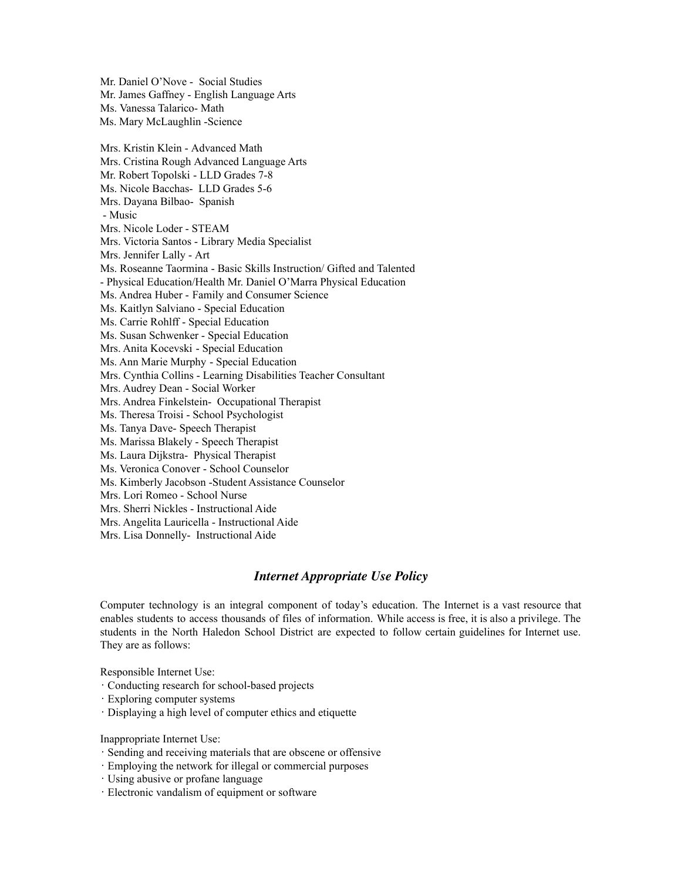Mr. Daniel O'Nove - Social Studies
Mr. James Gaffney - English Language Arts
Ms. Vanessa Talarico- Math
Ms. Mary McLaughlin -Science

Mrs. Kristin Klein - Advanced Math
Mrs. Cristina Rough Advanced Language Arts
Mr. Robert Topolski - LLD Grades 7-8
Ms. Nicole Bacchas- LLD Grades 5-6
Mrs. Dayana Bilbao- Spanish
- Music
Mrs. Nicole Loder - STEAM
Mrs. Victoria Santos - Library Media Specialist
Mrs. Jennifer Lally - Art
Ms. Roseanne Taormina - Basic Skills Instruction/ Gifted and Talented
- Physical Education/Health Mr. Daniel O'Marra Physical Education
Ms. Andrea Huber - Family and Consumer Science
Ms. Kaitlyn Salviano - Special Education
Ms. Carrie Rohlff - Special Education
Ms. Susan Schwenker - Special Education
Mrs. Anita Kocevski - Special Education
Ms. Ann Marie Murphy - Special Education
Mrs. Cynthia Collins - Learning Disabilities Teacher Consultant
Mrs. Audrey Dean - Social Worker
Mrs. Andrea Finkelstein- Occupational Therapist
Ms. Theresa Troisi - School Psychologist
Ms. Tanya Dave- Speech Therapist
Ms. Marissa Blakely - Speech Therapist
Ms. Laura Dijkstra- Physical Therapist
Ms. Veronica Conover - School Counselor
Ms. Kimberly Jacobson -Student Assistance Counselor
Mrs. Lori Romeo - School Nurse
Mrs. Sherri Nickles - Instructional Aide
Mrs. Angelita Lauricella - Instructional Aide
Mrs. Lisa Donnelly- Instructional Aide

## *Internet Appropriate Use Policy*

Computer technology is an integral component of today's education. The Internet is a vast resource that enables students to access thousands of files of information. While access is free, it is also a privilege. The students in the North Haledon School District are expected to follow certain guidelines for Internet use. They are as follows:

Responsible Internet Use:
- Conducting research for school-based projects
- Exploring computer systems
- Displaying a high level of computer ethics and etiquette

Inappropriate Internet Use:
- Sending and receiving materials that are obscene or offensive
- Employing the network for illegal or commercial purposes
- Using abusive or profane language
- Electronic vandalism of equipment or software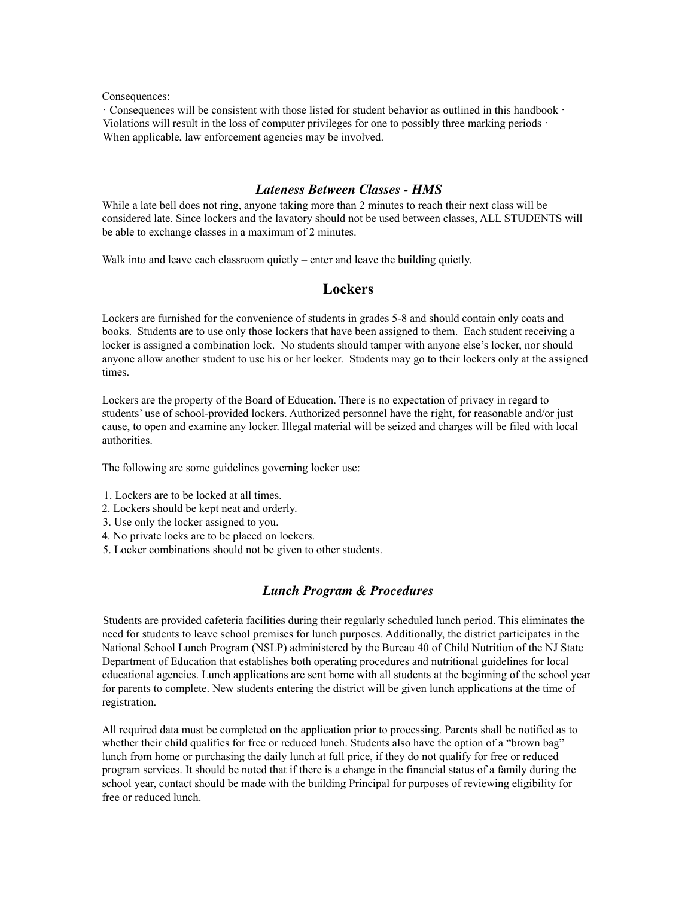Consequences:

· Consequences will be consistent with those listed for student behavior as outlined in this handbook · Violations will result in the loss of computer privileges for one to possibly three marking periods · When applicable, law enforcement agencies may be involved.

### *Lateness Between Classes - HMS*

While a late bell does not ring, anyone taking more than 2 minutes to reach their next class will be considered late. Since lockers and the lavatory should not be used between classes, ALL STUDENTS will be able to exchange classes in a maximum of 2 minutes.

Walk into and leave each classroom quietly – enter and leave the building quietly.

## Lockers

Lockers are furnished for the convenience of students in grades 5-8 and should contain only coats and books. Students are to use only those lockers that have been assigned to them. Each student receiving a locker is assigned a combination lock. No students should tamper with anyone else's locker, nor should anyone allow another student to use his or her locker. Students may go to their lockers only at the assigned times.

Lockers are the property of the Board of Education. There is no expectation of privacy in regard to students' use of school-provided lockers. Authorized personnel have the right, for reasonable and/or just cause, to open and examine any locker. Illegal material will be seized and charges will be filed with local authorities.

The following are some guidelines governing locker use:

1. Lockers are to be locked at all times.
2. Lockers should be kept neat and orderly.
3. Use only the locker assigned to you.
4. No private locks are to be placed on lockers.
5. Locker combinations should not be given to other students.

### *Lunch Program & Procedures*

Students are provided cafeteria facilities during their regularly scheduled lunch period. This eliminates the need for students to leave school premises for lunch purposes. Additionally, the district participates in the National School Lunch Program (NSLP) administered by the Bureau 40 of Child Nutrition of the NJ State Department of Education that establishes both operating procedures and nutritional guidelines for local educational agencies. Lunch applications are sent home with all students at the beginning of the school year for parents to complete. New students entering the district will be given lunch applications at the time of registration.

All required data must be completed on the application prior to processing. Parents shall be notified as to whether their child qualifies for free or reduced lunch. Students also have the option of a "brown bag" lunch from home or purchasing the daily lunch at full price, if they do not qualify for free or reduced program services. It should be noted that if there is a change in the financial status of a family during the school year, contact should be made with the building Principal for purposes of reviewing eligibility for free or reduced lunch.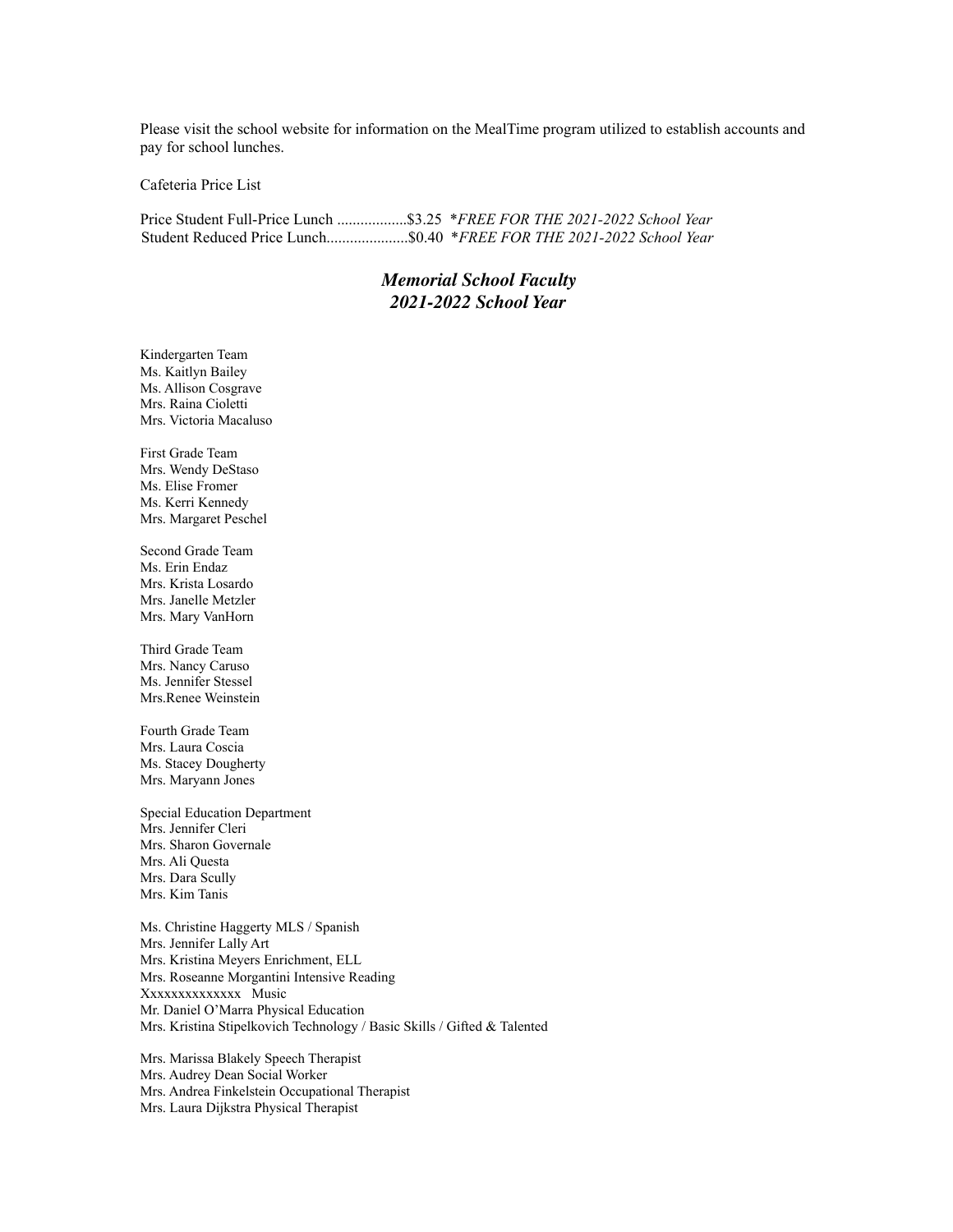Please visit the school website for information on the MealTime program utilized to establish accounts and pay for school lunches.

Cafeteria Price List

Price Student Full-Price Lunch ..................$3.25 **FREE FOR THE 2021-2022 School Year*
Student Reduced Price Lunch.....................$0.40 **FREE FOR THE 2021-2022 School Year*

## *Memorial School Faculty 2021-2022 School Year*

Kindergarten Team
Ms. Kaitlyn Bailey
Ms. Allison Cosgrave
Mrs. Raina Cioletti
Mrs. Victoria Macaluso

First Grade Team
Mrs. Wendy DeStaso
Ms. Elise Fromer
Ms. Kerri Kennedy
Mrs. Margaret Peschel

Second Grade Team
Ms. Erin Endaz
Mrs. Krista Losardo
Mrs. Janelle Metzler
Mrs. Mary VanHorn

Third Grade Team
Mrs. Nancy Caruso
Ms. Jennifer Stessel
Mrs.Renee Weinstein

Fourth Grade Team
Mrs. Laura Coscia
Ms. Stacey Dougherty
Mrs. Maryann Jones

Special Education Department
Mrs. Jennifer Cleri
Mrs. Sharon Governale
Mrs. Ali Questa
Mrs. Dara Scully
Mrs. Kim Tanis

Ms. Christine Haggerty MLS / Spanish
Mrs. Jennifer Lally Art
Mrs. Kristina Meyers Enrichment, ELL
Mrs. Roseanne Morgantini Intensive Reading
Xxxxxxxxxxxxxx Music
Mr. Daniel O'Marra Physical Education
Mrs. Kristina Stipelkovich Technology / Basic Skills / Gifted & Talented

Mrs. Marissa Blakely Speech Therapist
Mrs. Audrey Dean Social Worker
Mrs. Andrea Finkelstein Occupational Therapist
Mrs. Laura Dijkstra Physical Therapist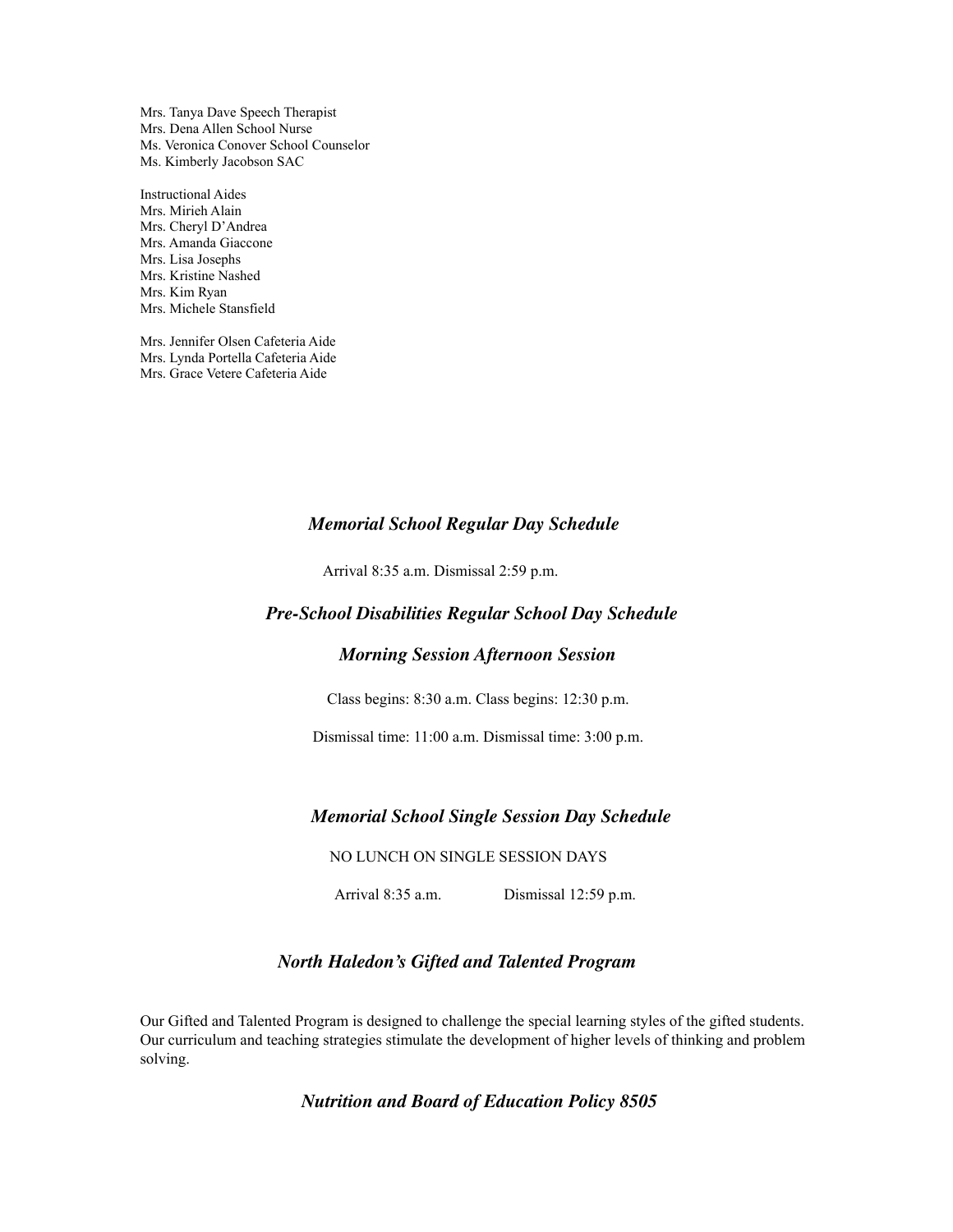Mrs. Tanya Dave Speech Therapist
Mrs. Dena Allen School Nurse
Ms. Veronica Conover School Counselor
Ms. Kimberly Jacobson SAC

Instructional Aides
Mrs. Mirieh Alain
Mrs. Cheryl D'Andrea
Mrs. Amanda Giaccone
Mrs. Lisa Josephs
Mrs. Kristine Nashed
Mrs. Kim Ryan
Mrs. Michele Stansfield

Mrs. Jennifer Olsen Cafeteria Aide
Mrs. Lynda Portella Cafeteria Aide
Mrs. Grace Vetere Cafeteria Aide

### *Memorial School Regular Day Schedule*

Arrival 8:35 a.m. Dismissal 2:59 p.m.

### *Pre-School Disabilities Regular School Day Schedule*

| *Morning Session* | *Afternoon Session* |
| --- | --- |
| Class begins: 8:30 a.m. | Class begins: 12:30 p.m. |
| Dismissal time: 11:00 a.m. | Dismissal time: 3:00 p.m. |

### *Memorial School Single Session Day Schedule*

NO LUNCH ON SINGLE SESSION DAYS

Arrival 8:35 a.m. Dismissal 12:59 p.m.

### *North Haledon's Gifted and Talented Program*

Our Gifted and Talented Program is designed to challenge the special learning styles of the gifted students. Our curriculum and teaching strategies stimulate the development of higher levels of thinking and problem solving.

### *Nutrition and Board of Education Policy 8505*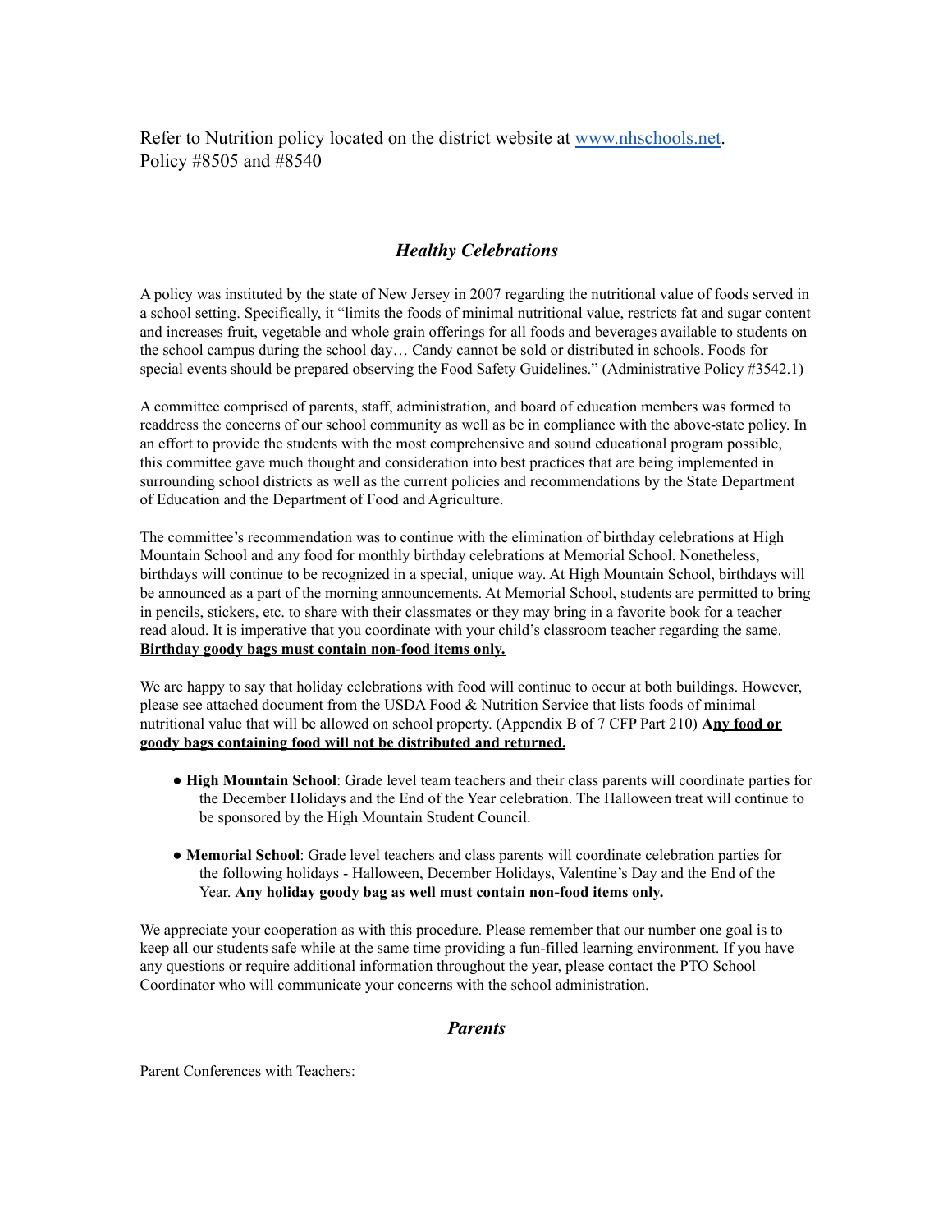Refer to Nutrition policy located on the district website at [www.nhschools.net](http://www.nhschools.net). Policy #8505 and #8540

## *Healthy Celebrations*

A policy was instituted by the state of New Jersey in 2007 regarding the nutritional value of foods served in a school setting. Specifically, it "limits the foods of minimal nutritional value, restricts fat and sugar content and increases fruit, vegetable and whole grain offerings for all foods and beverages available to students on the school campus during the school day… Candy cannot be sold or distributed in schools. Foods for special events should be prepared observing the Food Safety Guidelines." (Administrative Policy #3542.1)

A committee comprised of parents, staff, administration, and board of education members was formed to readdress the concerns of our school community as well as be in compliance with the above-state policy. In an effort to provide the students with the most comprehensive and sound educational program possible, this committee gave much thought and consideration into best practices that are being implemented in surrounding school districts as well as the current policies and recommendations by the State Department of Education and the Department of Food and Agriculture.

The committee's recommendation was to continue with the elimination of birthday celebrations at High Mountain School and any food for monthly birthday celebrations at Memorial School. Nonetheless, birthdays will continue to be recognized in a special, unique way. At High Mountain School, birthdays will be announced as a part of the morning announcements. At Memorial School, students are permitted to bring in pencils, stickers, etc. to share with their classmates or they may bring in a favorite book for a teacher read aloud. It is imperative that you coordinate with your child's classroom teacher regarding the same. **Birthday goody bags must contain non-food items only.**

We are happy to say that holiday celebrations with food will continue to occur at both buildings. However, please see attached document from the USDA Food & Nutrition Service that lists foods of minimal nutritional value that will be allowed on school property. (Appendix B of 7 CFP Part 210) **Any food or goody bags containing food will not be distributed and returned.**

- **High Mountain School**: Grade level team teachers and their class parents will coordinate parties for the December Holidays and the End of the Year celebration. The Halloween treat will continue to be sponsored by the High Mountain Student Council.
- **Memorial School**: Grade level teachers and class parents will coordinate celebration parties for the following holidays - Halloween, December Holidays, Valentine's Day and the End of the Year. **Any holiday goody bag as well must contain non-food items only.**

We appreciate your cooperation as with this procedure. Please remember that our number one goal is to keep all our students safe while at the same time providing a fun-filled learning environment. If you have any questions or require additional information throughout the year, please contact the PTO School Coordinator who will communicate your concerns with the school administration.

## *Parents*

Parent Conferences with Teachers: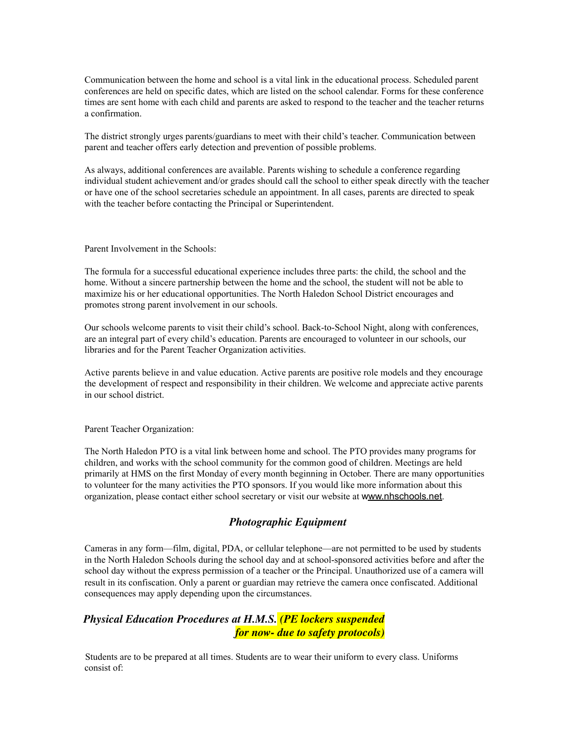Communication between the home and school is a vital link in the educational process. Scheduled parent conferences are held on specific dates, which are listed on the school calendar. Forms for these conference times are sent home with each child and parents are asked to respond to the teacher and the teacher returns a confirmation.

The district strongly urges parents/guardians to meet with their child's teacher. Communication between parent and teacher offers early detection and prevention of possible problems.

As always, additional conferences are available. Parents wishing to schedule a conference regarding individual student achievement and/or grades should call the school to either speak directly with the teacher or have one of the school secretaries schedule an appointment. In all cases, parents are directed to speak with the teacher before contacting the Principal or Superintendent.

Parent Involvement in the Schools:

The formula for a successful educational experience includes three parts: the child, the school and the home. Without a sincere partnership between the home and the school, the student will not be able to maximize his or her educational opportunities. The North Haledon School District encourages and promotes strong parent involvement in our schools.

Our schools welcome parents to visit their child's school. Back-to-School Night, along with conferences, are an integral part of every child's education. Parents are encouraged to volunteer in our schools, our libraries and for the Parent Teacher Organization activities.

Active parents believe in and value education. Active parents are positive role models and they encourage the development of respect and responsibility in their children. We welcome and appreciate active parents in our school district.

Parent Teacher Organization:

The North Haledon PTO is a vital link between home and school. The PTO provides many programs for children, and works with the school community for the common good of children. Meetings are held primarily at HMS on the first Monday of every month beginning in October. There are many opportunities to volunteer for the many activities the PTO sponsors. If you would like more information about this organization, please contact either school secretary or visit our website at www.nhschools.net.

## *Photographic Equipment*

Cameras in any form—film, digital, PDA, or cellular telephone—are not permitted to be used by students in the North Haledon Schools during the school day and at school-sponsored activities before and after the school day without the express permission of a teacher or the Principal. Unauthorized use of a camera will result in its confiscation. Only a parent or guardian may retrieve the camera once confiscated. Additional consequences may apply depending upon the circumstances.

## *Physical Education Procedures at H.M.S. (PE lockers suspended for now- due to safety protocols)*

Students are to be prepared at all times. Students are to wear their uniform to every class. Uniforms consist of: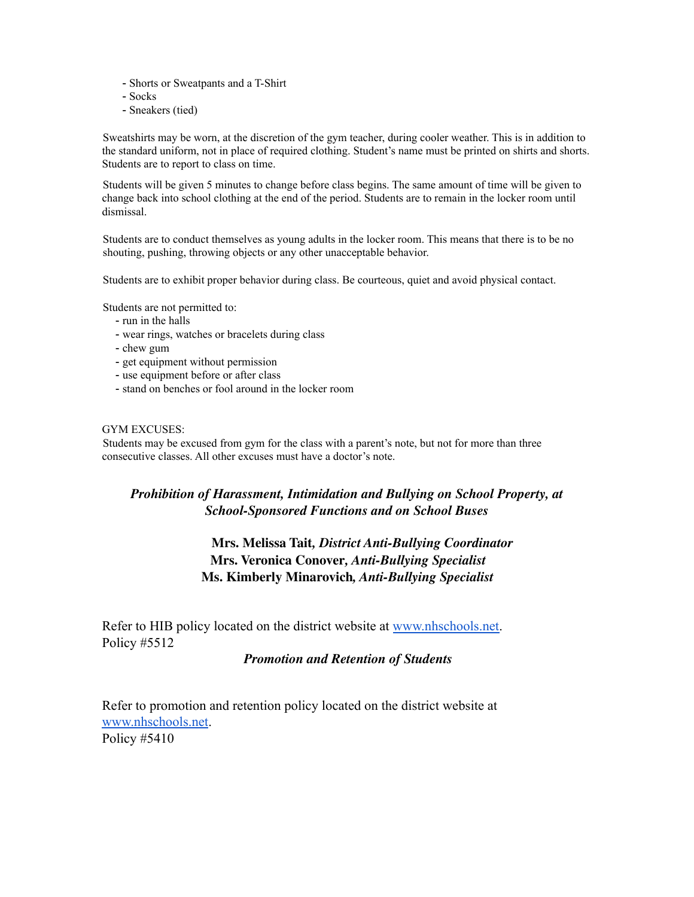- Shorts or Sweatpants and a T-Shirt
- Socks
- Sneakers (tied)

Sweatshirts may be worn, at the discretion of the gym teacher, during cooler weather. This is in addition to the standard uniform, not in place of required clothing. Student's name must be printed on shirts and shorts. Students are to report to class on time.

Students will be given 5 minutes to change before class begins. The same amount of time will be given to change back into school clothing at the end of the period. Students are to remain in the locker room until dismissal.

Students are to conduct themselves as young adults in the locker room. This means that there is to be no shouting, pushing, throwing objects or any other unacceptable behavior.

Students are to exhibit proper behavior during class. Be courteous, quiet and avoid physical contact.

Students are not permitted to:

- run in the halls
- wear rings, watches or bracelets during class
- chew gum
- get equipment without permission
- use equipment before or after class
- stand on benches or fool around in the locker room

GYM EXCUSES:
Students may be excused from gym for the class with a parent's note, but not for more than three consecutive classes. All other excuses must have a doctor's note.

## *Prohibition of Harassment, Intimidation and Bullying on School Property, at School-Sponsored Functions and on School Buses*

**Mrs. Melissa Tait,** ***District Anti-Bullying Coordinator***
**Mrs. Veronica Conover,** ***Anti-Bullying Specialist***
**Ms. Kimberly Minarovich,** ***Anti-Bullying Specialist***

Refer to HIB policy located on the district website at www.nhschools.net.
Policy #5512

## *Promotion and Retention of Students*

Refer to promotion and retention policy located on the district website at www.nhschools.net.
Policy #5410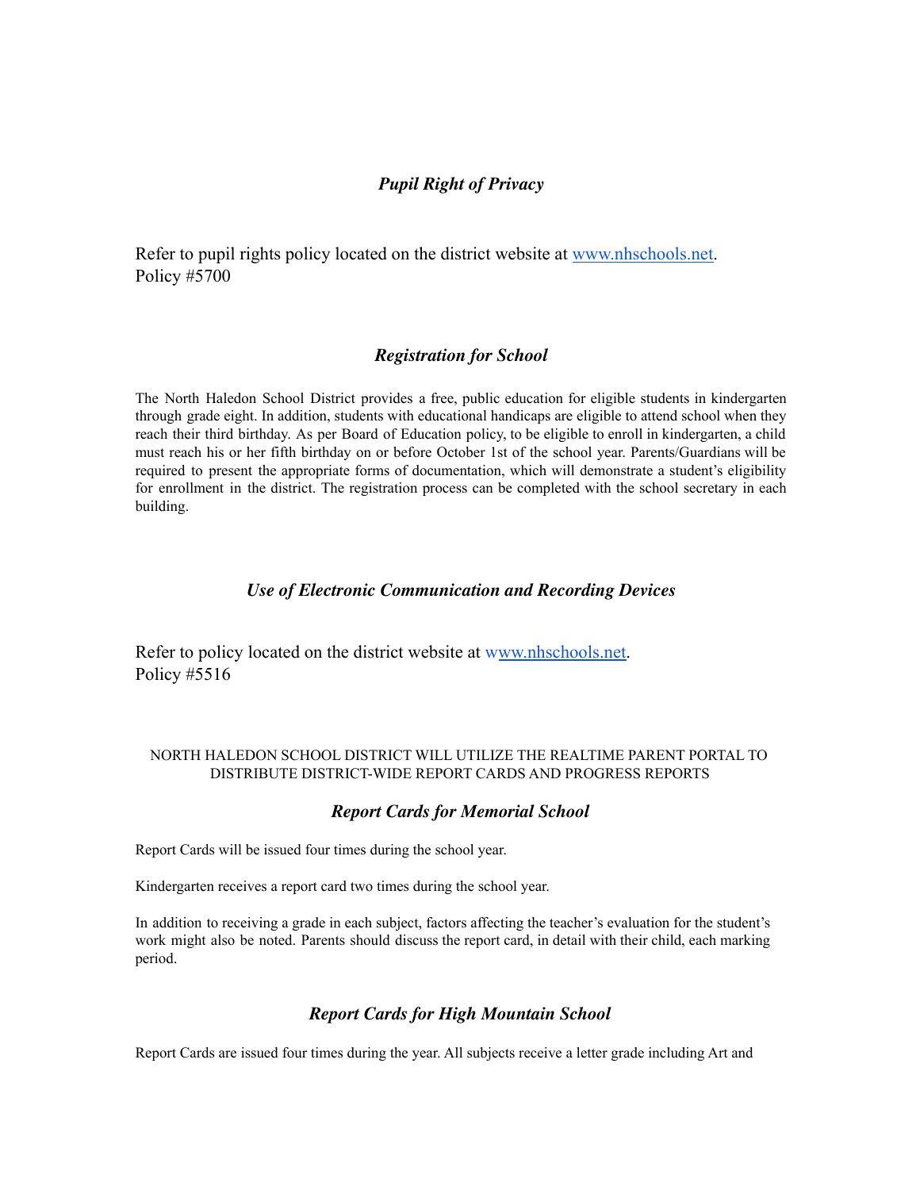## *Pupil Right of Privacy*

Refer to pupil rights policy located on the district website at [www.nhschools.net](http://www.nhschools.net).
Policy #5700

## *Registration for School*

The North Haledon School District provides a free, public education for eligible students in kindergarten through grade eight. In addition, students with educational handicaps are eligible to attend school when they reach their third birthday. As per Board of Education policy, to be eligible to enroll in kindergarten, a child must reach his or her fifth birthday on or before October 1st of the school year. Parents/Guardians will be required to present the appropriate forms of documentation, which will demonstrate a student's eligibility for enrollment in the district. The registration process can be completed with the school secretary in each building.

## *Use of Electronic Communication and Recording Devices*

Refer to policy located on the district website at [www.nhschools.net](http://www.nhschools.net).
Policy #5516

NORTH HALEDON SCHOOL DISTRICT WILL UTILIZE THE REALTIME PARENT PORTAL TO DISTRIBUTE DISTRICT-WIDE REPORT CARDS AND PROGRESS REPORTS

## *Report Cards for Memorial School*

Report Cards will be issued four times during the school year.

Kindergarten receives a report card two times during the school year.

In addition to receiving a grade in each subject, factors affecting the teacher's evaluation for the student's work might also be noted. Parents should discuss the report card, in detail with their child, each marking period.

## *Report Cards for High Mountain School*

Report Cards are issued four times during the year. All subjects receive a letter grade including Art and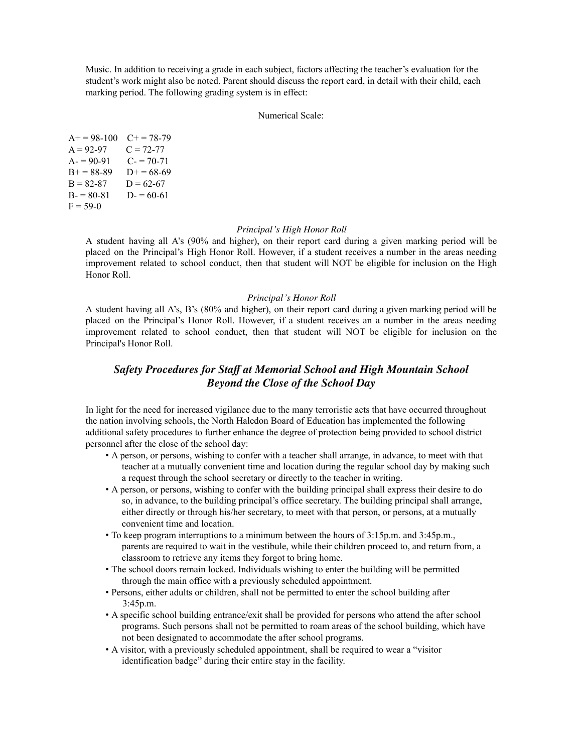Music. In addition to receiving a grade in each subject, factors affecting the teacher's evaluation for the student's work might also be noted. Parent should discuss the report card, in detail with their child, each marking period. The following grading system is in effect:

Numerical Scale:

| | |
|---|---|
| A+ = 98-100 | C+ = 78-79 |
| A = 92-97 | C = 72-77 |
| A- = 90-91 | C- = 70-71 |
| B+ = 88-89 | D+ = 68-69 |
| B = 82-87 | D = 62-67 |
| B- = 80-81 | D- = 60-61 |
| F = 59-0 | |

*Principal's High Honor Roll*

A student having all A's (90% and higher), on their report card during a given marking period will be placed on the Principal's High Honor Roll. However, if a student receives a number in the areas needing improvement related to school conduct, then that student will NOT be eligible for inclusion on the High Honor Roll.

*Principal's Honor Roll*

A student having all A's, B's (80% and higher), on their report card during a given marking period will be placed on the Principal's Honor Roll. However, if a student receives an a number in the areas needing improvement related to school conduct, then that student will NOT be eligible for inclusion on the Principal's Honor Roll.

## *Safety Procedures for Staff at Memorial School and High Mountain School Beyond the Close of the School Day*

In light for the need for increased vigilance due to the many terroristic acts that have occurred throughout the nation involving schools, the North Haledon Board of Education has implemented the following additional safety procedures to further enhance the degree of protection being provided to school district personnel after the close of the school day:

- A person, or persons, wishing to confer with a teacher shall arrange, in advance, to meet with that teacher at a mutually convenient time and location during the regular school day by making such a request through the school secretary or directly to the teacher in writing.
- A person, or persons, wishing to confer with the building principal shall express their desire to do so, in advance, to the building principal's office secretary. The building principal shall arrange, either directly or through his/her secretary, to meet with that person, or persons, at a mutually convenient time and location.
- To keep program interruptions to a minimum between the hours of 3:15p.m. and 3:45p.m., parents are required to wait in the vestibule, while their children proceed to, and return from, a classroom to retrieve any items they forgot to bring home.
- The school doors remain locked. Individuals wishing to enter the building will be permitted through the main office with a previously scheduled appointment.
- Persons, either adults or children, shall not be permitted to enter the school building after 3:45p.m.
- A specific school building entrance/exit shall be provided for persons who attend the after school programs. Such persons shall not be permitted to roam areas of the school building, which have not been designated to accommodate the after school programs.
- A visitor, with a previously scheduled appointment, shall be required to wear a "visitor identification badge" during their entire stay in the facility.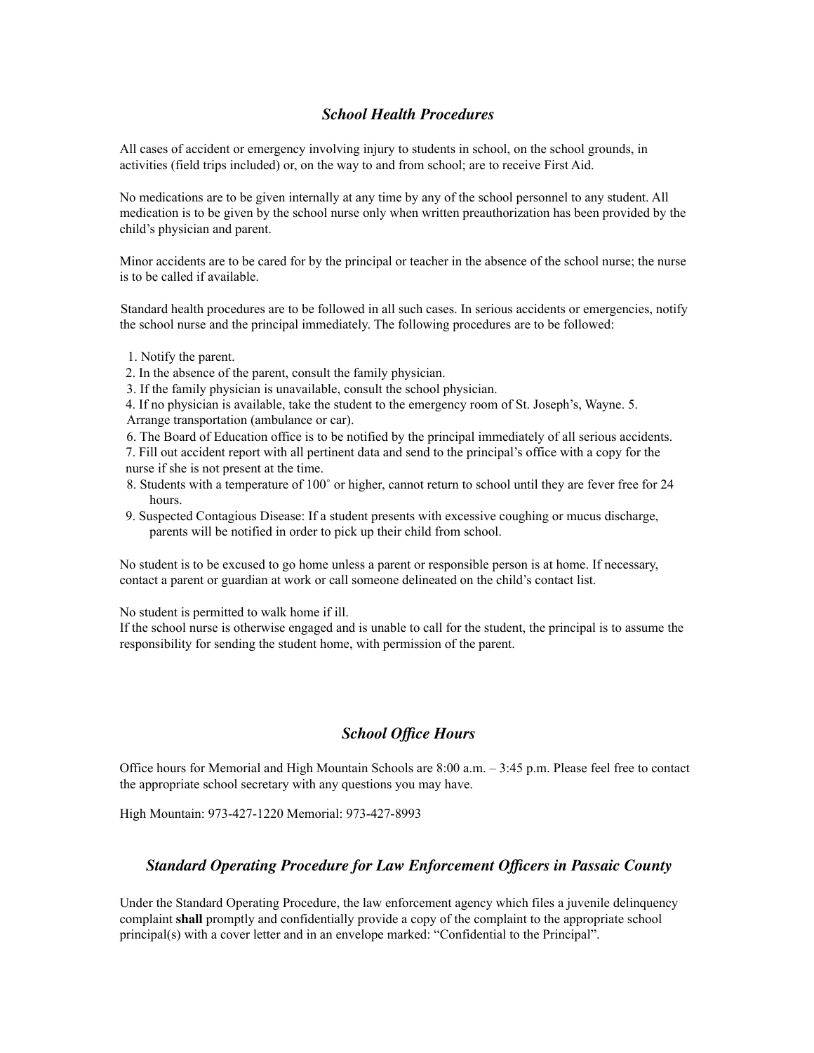## *School Health Procedures*

All cases of accident or emergency involving injury to students in school, on the school grounds, in activities (field trips included) or, on the way to and from school; are to receive First Aid.

No medications are to be given internally at any time by any of the school personnel to any student. All medication is to be given by the school nurse only when written preauthorization has been provided by the child's physician and parent.

Minor accidents are to be cared for by the principal or teacher in the absence of the school nurse; the nurse is to be called if available.

Standard health procedures are to be followed in all such cases. In serious accidents or emergencies, notify the school nurse and the principal immediately. The following procedures are to be followed:

1. Notify the parent.
2. In the absence of the parent, consult the family physician.
3. If the family physician is unavailable, consult the school physician.
4. If no physician is available, take the student to the emergency room of St. Joseph's, Wayne.
5. Arrange transportation (ambulance or car).
6. The Board of Education office is to be notified by the principal immediately of all serious accidents.
7. Fill out accident report with all pertinent data and send to the principal's office with a copy for the nurse if she is not present at the time.
8. Students with a temperature of 100˚ or higher, cannot return to school until they are fever free for 24 hours.
9. Suspected Contagious Disease: If a student presents with excessive coughing or mucus discharge, parents will be notified in order to pick up their child from school.

No student is to be excused to go home unless a parent or responsible person is at home. If necessary, contact a parent or guardian at work or call someone delineated on the child's contact list.

No student is permitted to walk home if ill.
If the school nurse is otherwise engaged and is unable to call for the student, the principal is to assume the responsibility for sending the student home, with permission of the parent.

## *School Office Hours*

Office hours for Memorial and High Mountain Schools are 8:00 a.m. – 3:45 p.m. Please feel free to contact the appropriate school secretary with any questions you may have.

High Mountain: 973-427-1220 Memorial: 973-427-8993

## *Standard Operating Procedure for Law Enforcement Officers in Passaic County*

Under the Standard Operating Procedure, the law enforcement agency which files a juvenile delinquency complaint **shall** promptly and confidentially provide a copy of the complaint to the appropriate school principal(s) with a cover letter and in an envelope marked: "Confidential to the Principal".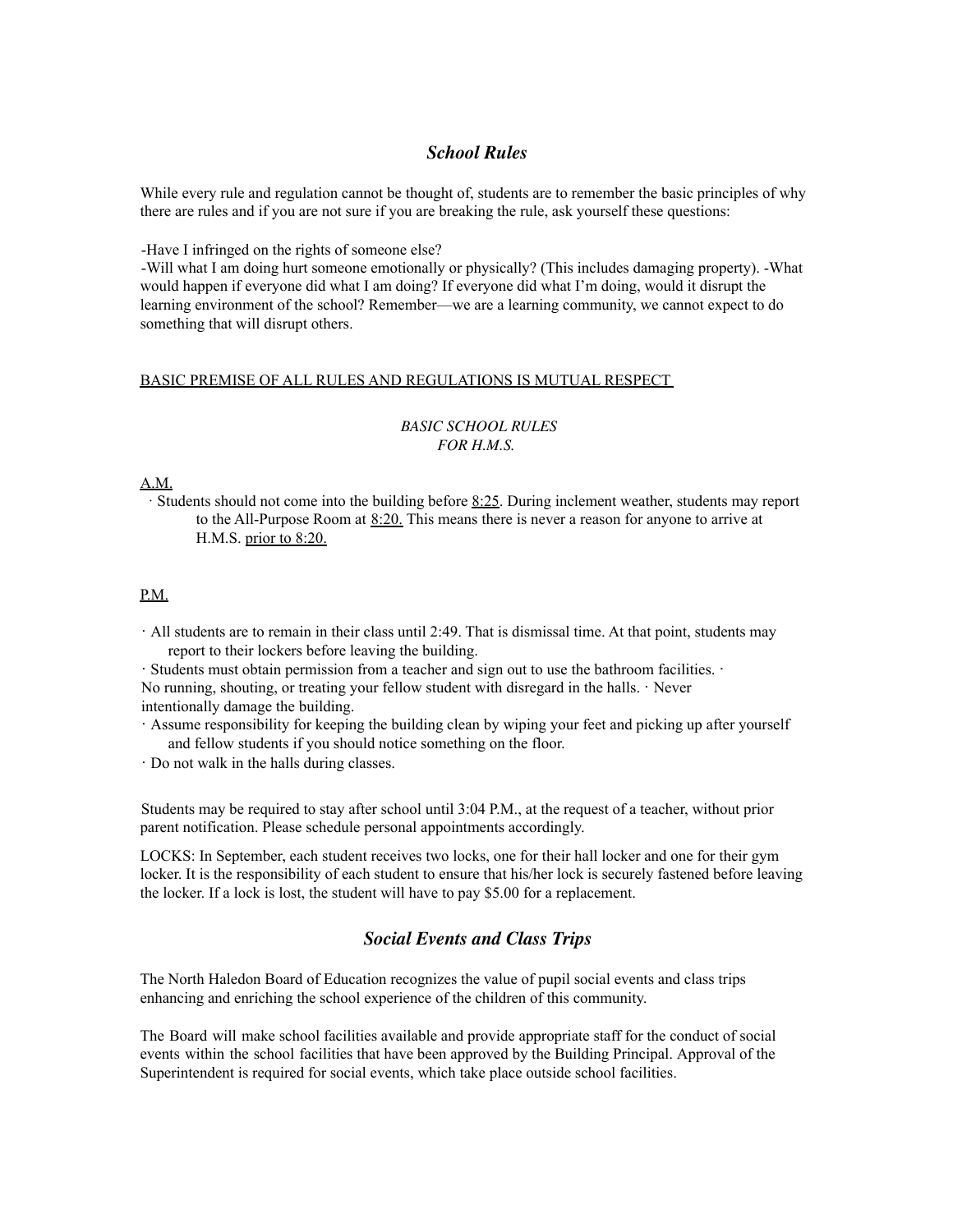## *School Rules*

While every rule and regulation cannot be thought of, students are to remember the basic principles of why there are rules and if you are not sure if you are breaking the rule, ask yourself these questions:

-Have I infringed on the rights of someone else?

-Will what I am doing hurt someone emotionally or physically? (This includes damaging property). -What would happen if everyone did what I am doing? If everyone did what I'm doing, would it disrupt the learning environment of the school? Remember—we are a learning community, we cannot expect to do something that will disrupt others.

<u>BASIC PREMISE OF ALL RULES AND REGULATIONS IS MUTUAL RESPECT</u>

*BASIC SCHOOL RULES*
*FOR H.M.S.*

<u>A.M.</u>

- Students should not come into the building before <u>8:25</u>. During inclement weather, students may report to the All-Purpose Room at <u>8:20.</u> This means there is never a reason for anyone to arrive at H.M.S. <u>prior to 8:20.</u>

<u>P.M.</u>

- All students are to remain in their class until 2:49. That is dismissal time. At that point, students may report to their lockers before leaving the building.
- Students must obtain permission from a teacher and sign out to use the bathroom facilities.
- No running, shouting, or treating your fellow student with disregard in the halls.
- Never intentionally damage the building.
- Assume responsibility for keeping the building clean by wiping your feet and picking up after yourself and fellow students if you should notice something on the floor.
- Do not walk in the halls during classes.

Students may be required to stay after school until 3:04 P.M., at the request of a teacher, without prior parent notification. Please schedule personal appointments accordingly.

LOCKS: In September, each student receives two locks, one for their hall locker and one for their gym locker. It is the responsibility of each student to ensure that his/her lock is securely fastened before leaving the locker. If a lock is lost, the student will have to pay $5.00 for a replacement.

## *Social Events and Class Trips*

The North Haledon Board of Education recognizes the value of pupil social events and class trips enhancing and enriching the school experience of the children of this community.

The Board will make school facilities available and provide appropriate staff for the conduct of social events within the school facilities that have been approved by the Building Principal. Approval of the Superintendent is required for social events, which take place outside school facilities.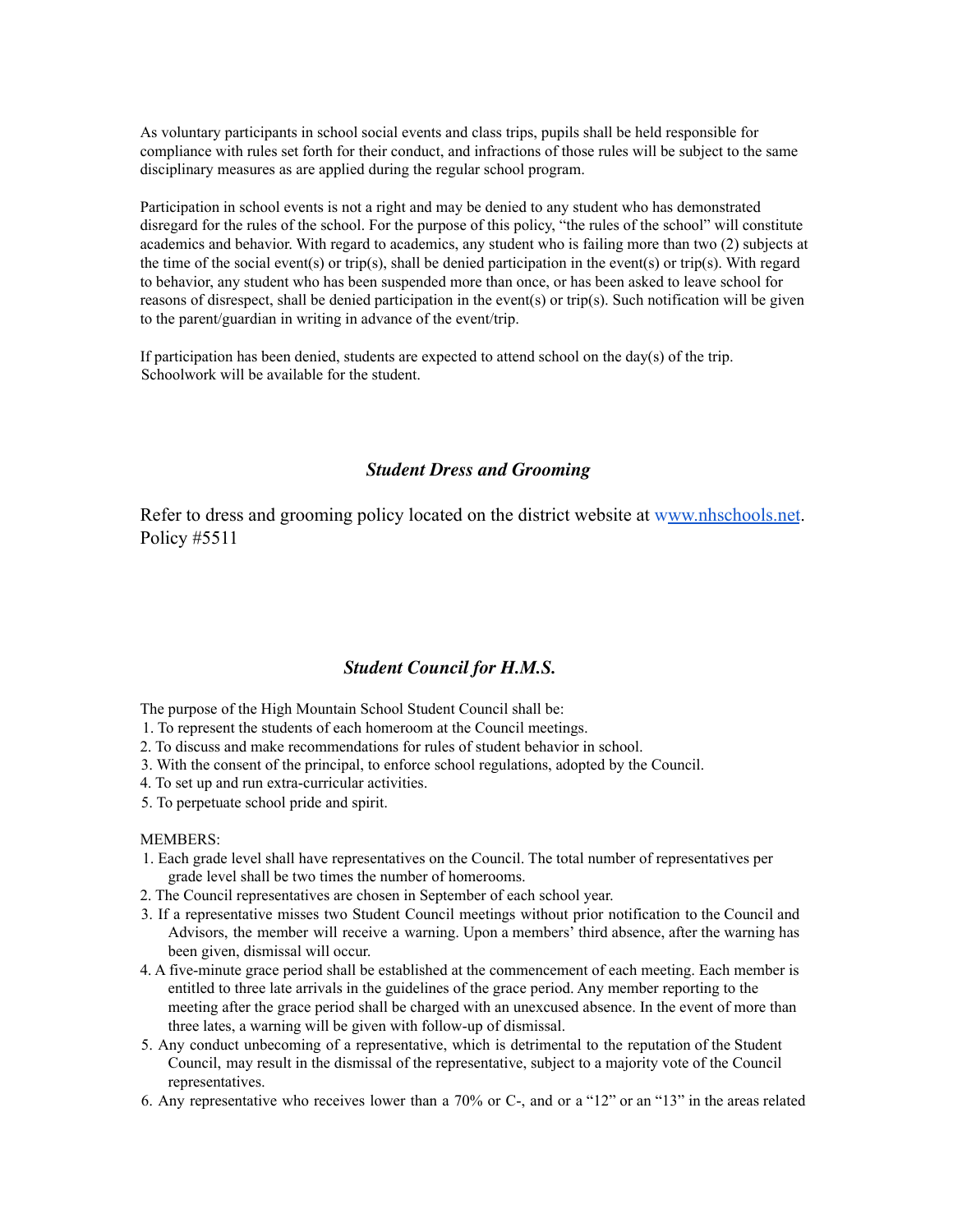As voluntary participants in school social events and class trips, pupils shall be held responsible for compliance with rules set forth for their conduct, and infractions of those rules will be subject to the same disciplinary measures as are applied during the regular school program.

Participation in school events is not a right and may be denied to any student who has demonstrated disregard for the rules of the school. For the purpose of this policy, "the rules of the school" will constitute academics and behavior. With regard to academics, any student who is failing more than two (2) subjects at the time of the social event(s) or trip(s), shall be denied participation in the event(s) or trip(s). With regard to behavior, any student who has been suspended more than once, or has been asked to leave school for reasons of disrespect, shall be denied participation in the event(s) or trip(s). Such notification will be given to the parent/guardian in writing in advance of the event/trip.

If participation has been denied, students are expected to attend school on the day(s) of the trip. Schoolwork will be available for the student.

## *Student Dress and Grooming*

Refer to dress and grooming policy located on the district website at www.nhschools.net. Policy #5511

## *Student Council for H.M.S.*

The purpose of the High Mountain School Student Council shall be:

1. To represent the students of each homeroom at the Council meetings.
2. To discuss and make recommendations for rules of student behavior in school.
3. With the consent of the principal, to enforce school regulations, adopted by the Council.
4. To set up and run extra-curricular activities.
5. To perpetuate school pride and spirit.

MEMBERS:

1. Each grade level shall have representatives on the Council. The total number of representatives per grade level shall be two times the number of homerooms.
2. The Council representatives are chosen in September of each school year.
3. If a representative misses two Student Council meetings without prior notification to the Council and Advisors, the member will receive a warning. Upon a members' third absence, after the warning has been given, dismissal will occur.
4. A five-minute grace period shall be established at the commencement of each meeting. Each member is entitled to three late arrivals in the guidelines of the grace period. Any member reporting to the meeting after the grace period shall be charged with an unexcused absence. In the event of more than three lates, a warning will be given with follow-up of dismissal.
5. Any conduct unbecoming of a representative, which is detrimental to the reputation of the Student Council, may result in the dismissal of the representative, subject to a majority vote of the Council representatives.
6. Any representative who receives lower than a 70% or C-, and or a "12" or an "13" in the areas related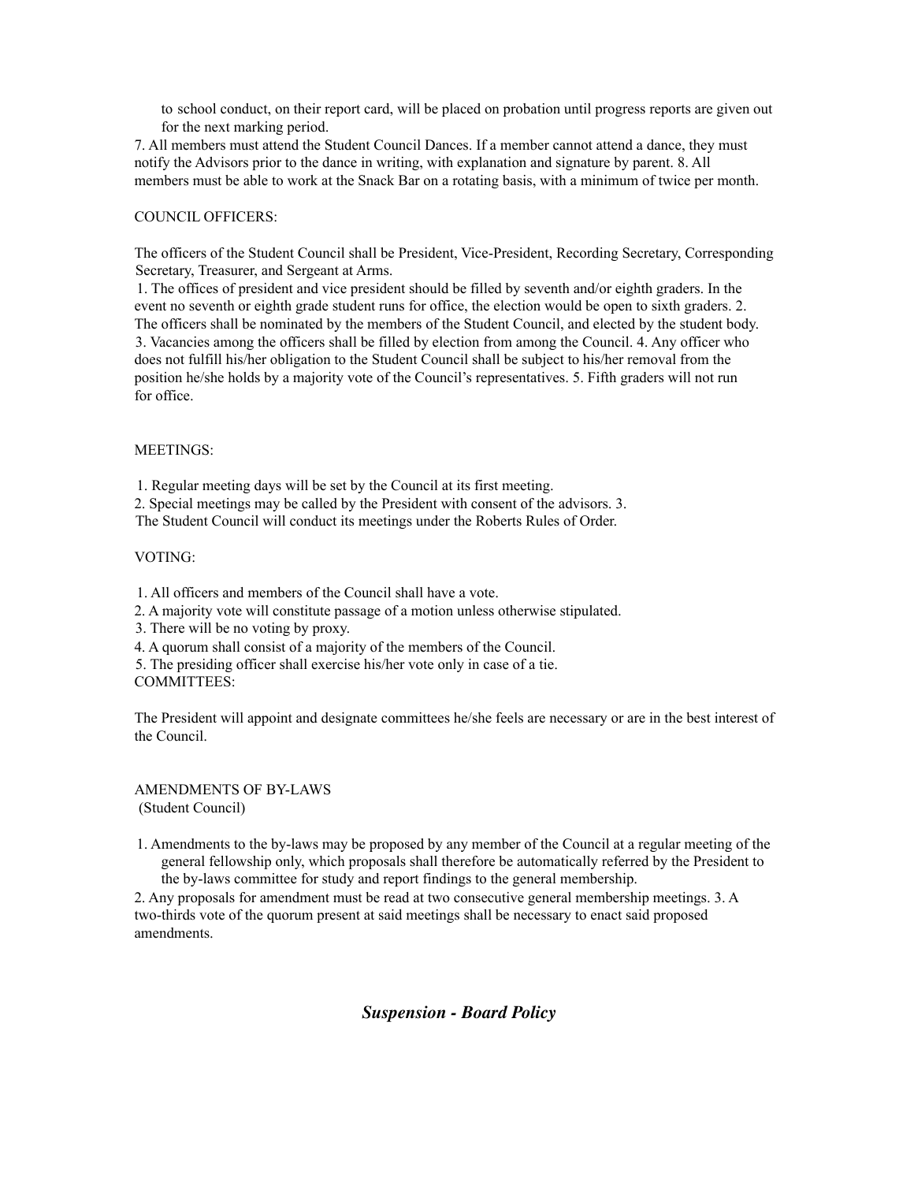to school conduct, on their report card, will be placed on probation until progress reports are given out for the next marking period.

7. All members must attend the Student Council Dances. If a member cannot attend a dance, they must notify the Advisors prior to the dance in writing, with explanation and signature by parent.

8. All members must be able to work at the Snack Bar on a rotating basis, with a minimum of twice per month.

COUNCIL OFFICERS:

The officers of the Student Council shall be President, Vice-President, Recording Secretary, Corresponding Secretary, Treasurer, and Sergeant at Arms.

1. The offices of president and vice president should be filled by seventh and/or eighth graders. In the event no seventh or eighth grade student runs for office, the election would be open to sixth graders.
2. The officers shall be nominated by the members of the Student Council, and elected by the student body.
3. Vacancies among the officers shall be filled by election from among the Council.
4. Any officer who does not fulfill his/her obligation to the Student Council shall be subject to his/her removal from the position he/she holds by a majority vote of the Council's representatives.
5. Fifth graders will not run for office.

MEETINGS:

1. Regular meeting days will be set by the Council at its first meeting.
2. Special meetings may be called by the President with consent of the advisors.
3. The Student Council will conduct its meetings under the Roberts Rules of Order.

VOTING:

1. All officers and members of the Council shall have a vote.
2. A majority vote will constitute passage of a motion unless otherwise stipulated.
3. There will be no voting by proxy.
4. A quorum shall consist of a majority of the members of the Council.
5. The presiding officer shall exercise his/her vote only in case of a tie.

COMMITTEES:

The President will appoint and designate committees he/she feels are necessary or are in the best interest of the Council.

AMENDMENTS OF BY-LAWS
(Student Council)

1. Amendments to the by-laws may be proposed by any member of the Council at a regular meeting of the general fellowship only, which proposals shall therefore be automatically referred by the President to the by-laws committee for study and report findings to the general membership.
2. Any proposals for amendment must be read at two consecutive general membership meetings.
3. A two-thirds vote of the quorum present at said meetings shall be necessary to enact said proposed amendments.

## *Suspension - Board Policy*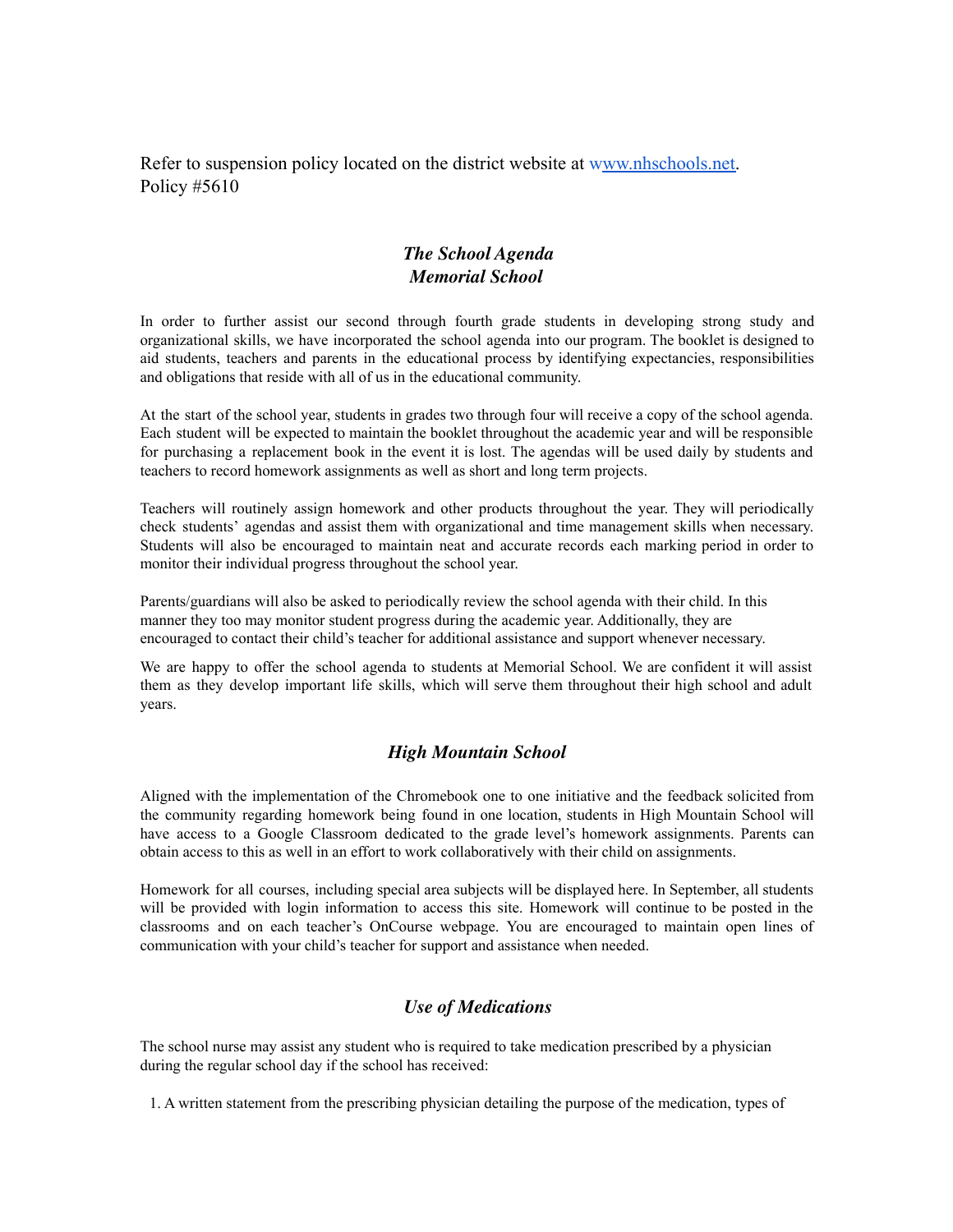Refer to suspension policy located on the district website at [www.nhschools.net](www.nhschools.net). Policy #5610

## *The School Agenda*
## *Memorial School*

In order to further assist our second through fourth grade students in developing strong study and organizational skills, we have incorporated the school agenda into our program. The booklet is designed to aid students, teachers and parents in the educational process by identifying expectancies, responsibilities and obligations that reside with all of us in the educational community.

At the start of the school year, students in grades two through four will receive a copy of the school agenda. Each student will be expected to maintain the booklet throughout the academic year and will be responsible for purchasing a replacement book in the event it is lost. The agendas will be used daily by students and teachers to record homework assignments as well as short and long term projects.

Teachers will routinely assign homework and other products throughout the year. They will periodically check students' agendas and assist them with organizational and time management skills when necessary. Students will also be encouraged to maintain neat and accurate records each marking period in order to monitor their individual progress throughout the school year.

Parents/guardians will also be asked to periodically review the school agenda with their child. In this manner they too may monitor student progress during the academic year. Additionally, they are encouraged to contact their child's teacher for additional assistance and support whenever necessary.

We are happy to offer the school agenda to students at Memorial School. We are confident it will assist them as they develop important life skills, which will serve them throughout their high school and adult years.

## *High Mountain School*

Aligned with the implementation of the Chromebook one to one initiative and the feedback solicited from the community regarding homework being found in one location, students in High Mountain School will have access to a Google Classroom dedicated to the grade level's homework assignments. Parents can obtain access to this as well in an effort to work collaboratively with their child on assignments.

Homework for all courses, including special area subjects will be displayed here. In September, all students will be provided with login information to access this site. Homework will continue to be posted in the classrooms and on each teacher's OnCourse webpage. You are encouraged to maintain open lines of communication with your child's teacher for support and assistance when needed.

## *Use of Medications*

The school nurse may assist any student who is required to take medication prescribed by a physician during the regular school day if the school has received:

1. A written statement from the prescribing physician detailing the purpose of the medication, types of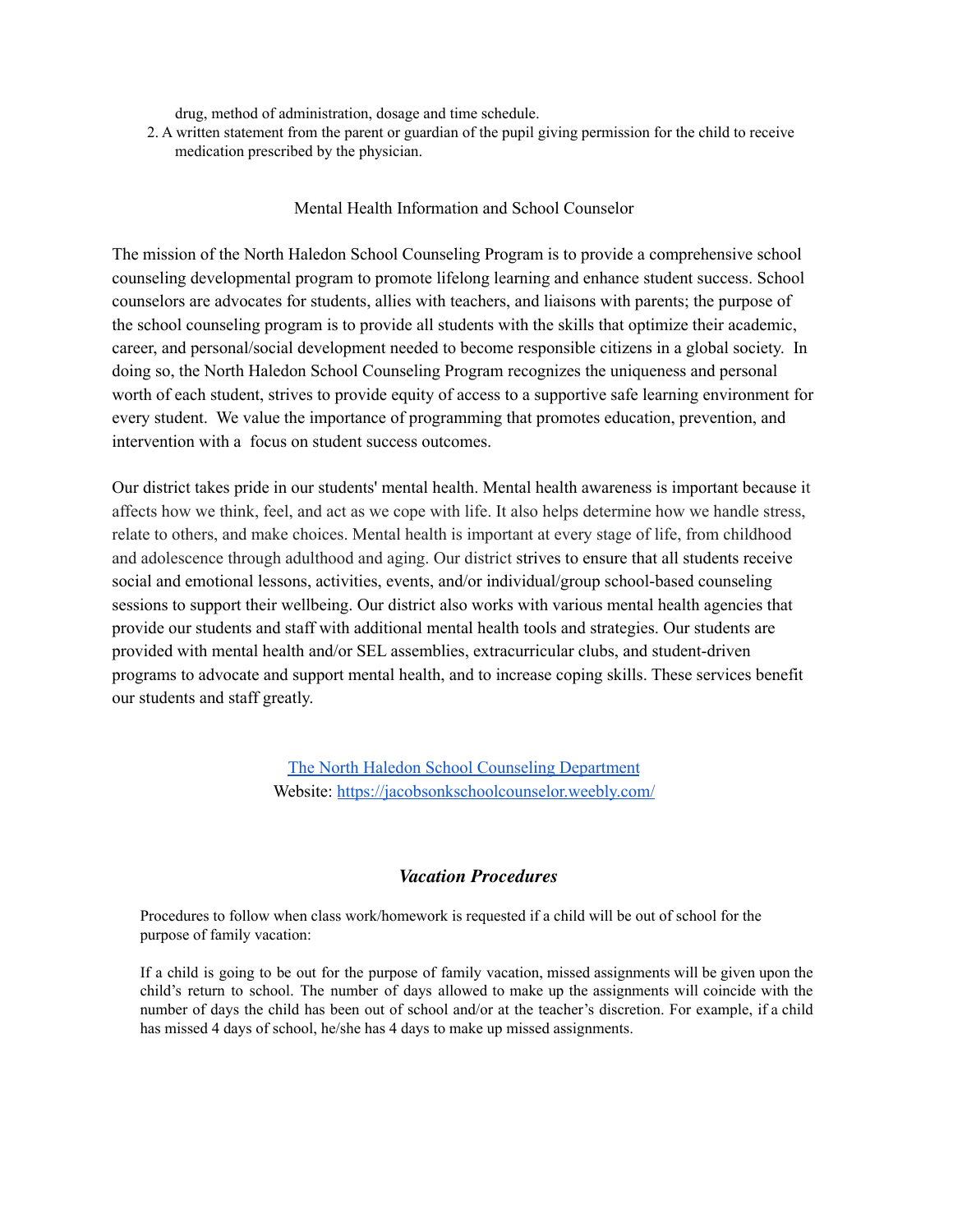drug, method of administration, dosage and time schedule.

2. A written statement from the parent or guardian of the pupil giving permission for the child to receive medication prescribed by the physician.

## Mental Health Information and School Counselor

The mission of the North Haledon School Counseling Program is to provide a comprehensive school counseling developmental program to promote lifelong learning and enhance student success. School counselors are advocates for students, allies with teachers, and liaisons with parents; the purpose of the school counseling program is to provide all students with the skills that optimize their academic, career, and personal/social development needed to become responsible citizens in a global society. In doing so, the North Haledon School Counseling Program recognizes the uniqueness and personal worth of each student, strives to provide equity of access to a supportive safe learning environment for every student. We value the importance of programming that promotes education, prevention, and intervention with a focus on student success outcomes.

Our district takes pride in our students' mental health. Mental health awareness is important because it affects how we think, feel, and act as we cope with life. It also helps determine how we handle stress, relate to others, and make choices. Mental health is important at every stage of life, from childhood and adolescence through adulthood and aging. Our district strives to ensure that all students receive social and emotional lessons, activities, events, and/or individual/group school-based counseling sessions to support their wellbeing. Our district also works with various mental health agencies that provide our students and staff with additional mental health tools and strategies. Our students are provided with mental health and/or SEL assemblies, extracurricular clubs, and student-driven programs to advocate and support mental health, and to increase coping skills. These services benefit our students and staff greatly.

The North Haledon School Counseling Department
Website: https://jacobsonkschoolcounselor.weebly.com/

## *Vacation Procedures*

Procedures to follow when class work/homework is requested if a child will be out of school for the purpose of family vacation:

If a child is going to be out for the purpose of family vacation, missed assignments will be given upon the child's return to school. The number of days allowed to make up the assignments will coincide with the number of days the child has been out of school and/or at the teacher's discretion. For example, if a child has missed 4 days of school, he/she has 4 days to make up missed assignments.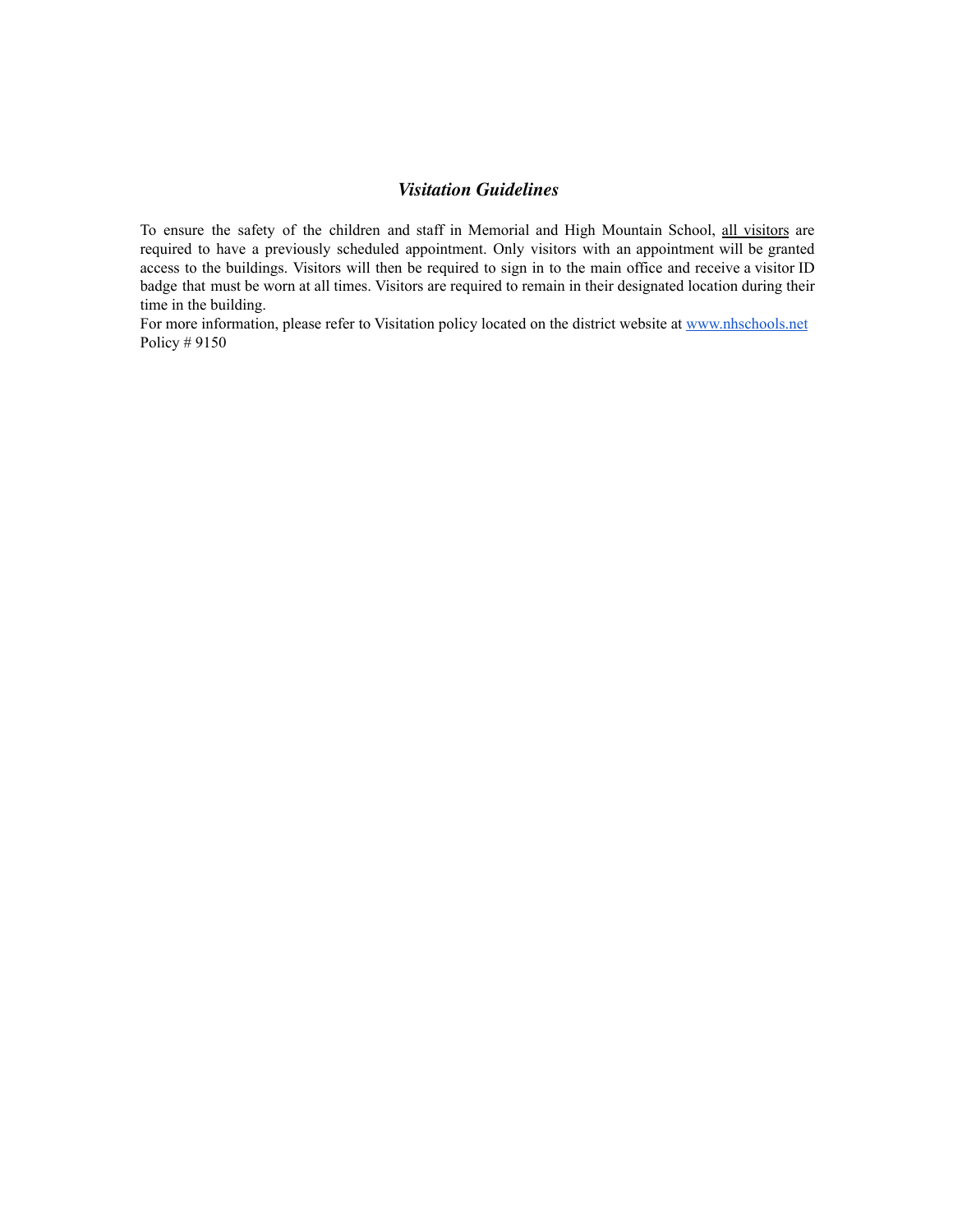### *Visition Guidelines*

To ensure the safety of the children and staff in Memorial and High Mountain School, <u>all visitors</u> are required to have a previously scheduled appointment. Only visitors with an appointment will be granted access to the buildings. Visitors will then be required to sign in to the main office and receive a visitor ID badge that must be worn at all times. Visitors are required to remain in their designated location during their time in the building.

For more information, please refer to Visitation policy located on the district website at [www.nhschools.net](http://www.nhschools.net)
Policy # 9150

### *Visitation Guidelines*

To ensure the safety of the children and staff in Memorial and High Mountain School, <u>all visitors</u> are required to have a previously scheduled appointment. Only visitors with an appointment will be granted access to the buildings. Visitors will then be required to sign in to the main office and receive a visitor ID badge that must be worn at all times. Visitors are required to remain in their designated location during their time in the building.

For more information, please refer to Visitation policy located on the district website at [www.nhschools.net](http://www.nhschools.net)
Policy # 9150